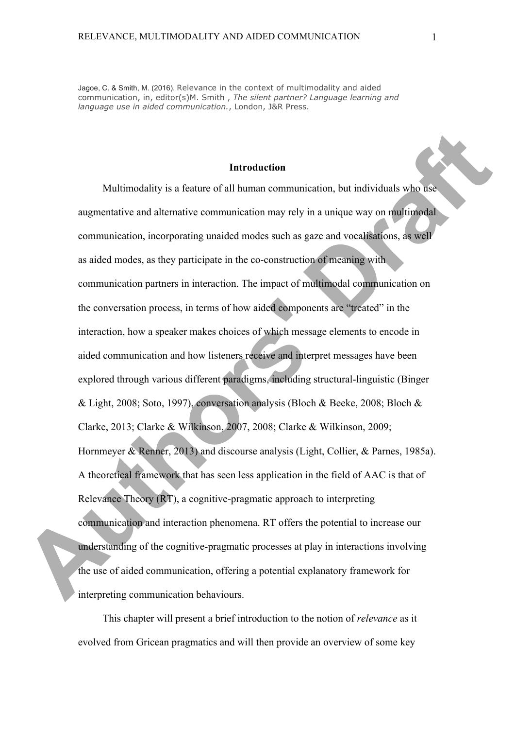Jagoe, C. & Smith, M. (2016). Relevance in the context of multimodality and aided communication, in, editor(s)M. Smith , *The silent partner? Language learning and language use in aided communication.*, London, J&R Press.

## Introduction

Multimodality is a feature of all human communication, but individuals who use augmentative and alternative communication may rely in a unique way on multimodal communication, incorporating unaided modes such as gaze and vocalisations, as well as aided modes, as they participate in the co-construction of meaning with communication partners in interaction. The impact of multimodal communication on the conversation process, in terms of how aided components are "treated" in the interaction, how a speaker makes choices of which message elements to encode in aided communication and how listeners receive and interpret messages have been explored through various different paradigms, including structural-linguistic (Binger & Light, 2008; Soto, 1997), conversation analysis (Bloch & Beeke, 2008; Bloch & Clarke, 2013; Clarke & Wilkinson, 2007, 2008; Clarke & Wilkinson, 2009; Hornmeyer & Renner, 2013) and discourse analysis (Light, Collier, & Parnes, 1985a). A theoretical framework that has seen less application in the field of AAC is that of Relevance Theory (RT), a cognitive-pragmatic approach to interpreting communication and interaction phenomena. RT offers the potential to increase our understanding of the cognitive-pragmatic processes at play in interactions involving the use of aided communication, offering a potential explanatory framework for interpreting communication behaviours.

This chapter will present a brief introduction to the notion of *relevance* as it evolved from Gricean pragmatics and will then provide an overview of some key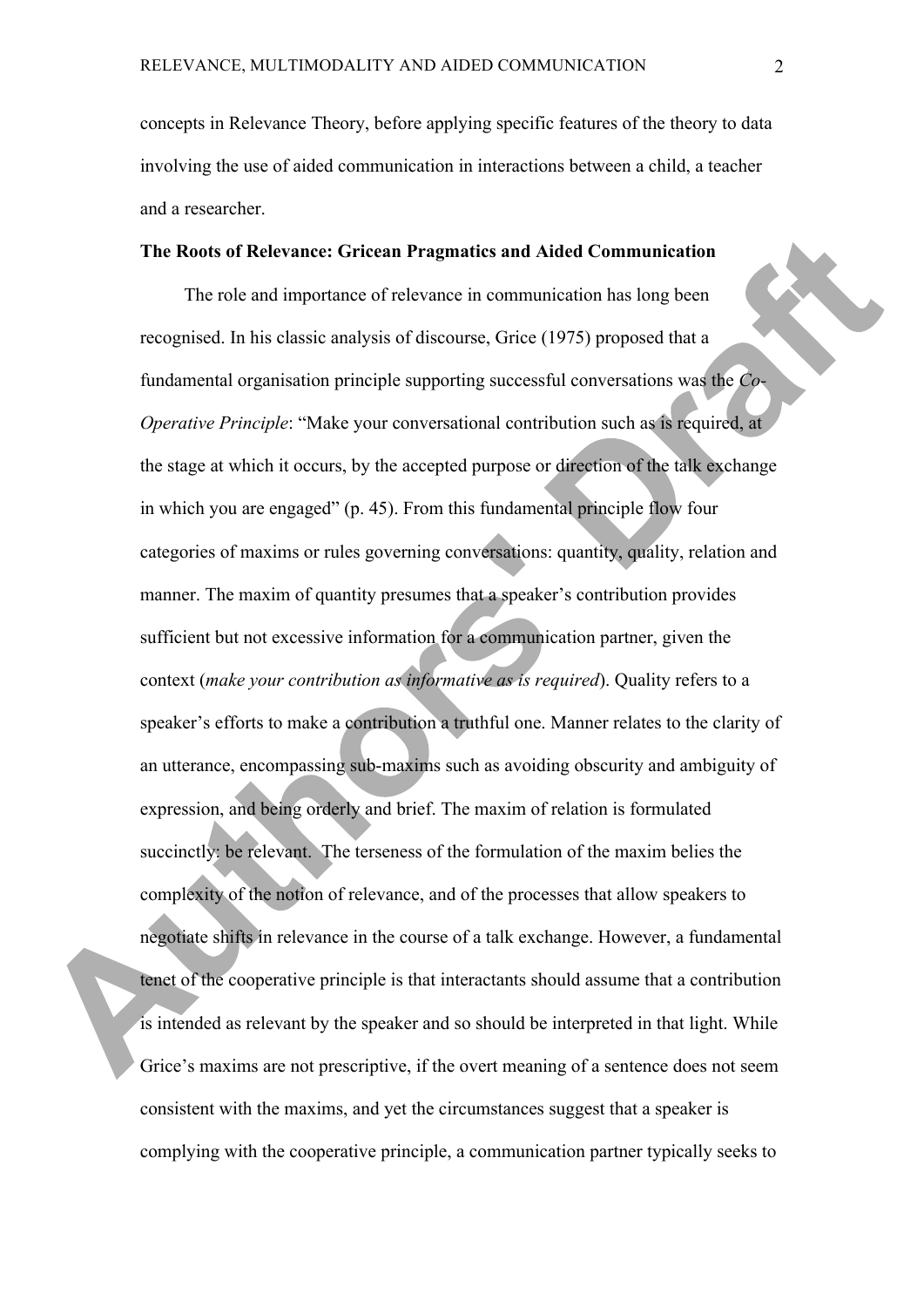concepts in Relevance Theory, before applying specific features of the theory to data involving the use of aided communication in interactions between a child, a teacher and a researcher.

**The Roots of Relevance: Gricean Pragmatics and Aided Communication**

The role and importance of relevance in communication has long been recognised. In his classic analysis of discourse, Grice (1975) proposed that a fundamental organisation principle supporting successful conversations was the *Co-Operative Principle*: "Make your conversational contribution such as is required, at the stage at which it occurs, by the accepted purpose or direction of the talk exchange in which you are engaged" (p. 45). From this fundamental principle flow four categories of maxims or rules governing conversations: quantity, quality, relation and manner. The maxim of quantity presumes that a speaker's contribution provides sufficient but not excessive information for a communication partner, given the context (*make your contribution as informative as is required*). Quality refers to a speaker's efforts to make a contribution a truthful one. Manner relates to the clarity of an utterance, encompassing sub-maxims such as avoiding obscurity and ambiguity of expression, and being orderly and brief. The maxim of relation is formulated succinctly: be relevant. The terseness of the formulation of the maxim belies the complexity of the notion of relevance, and of the processes that allow speakers to negotiate shifts in relevance in the course of a talk exchange. However, a fundamental tenet of the cooperative principle is that interactants should assume that a contribution is intended as relevant by the speaker and so should be interpreted in that light. While Grice's maxims are not prescriptive, if the overt meaning of a sentence does not seem consistent with the maxims, and yet the circumstances suggest that a speaker is complying with the cooperative principle, a communication partner typically seeks to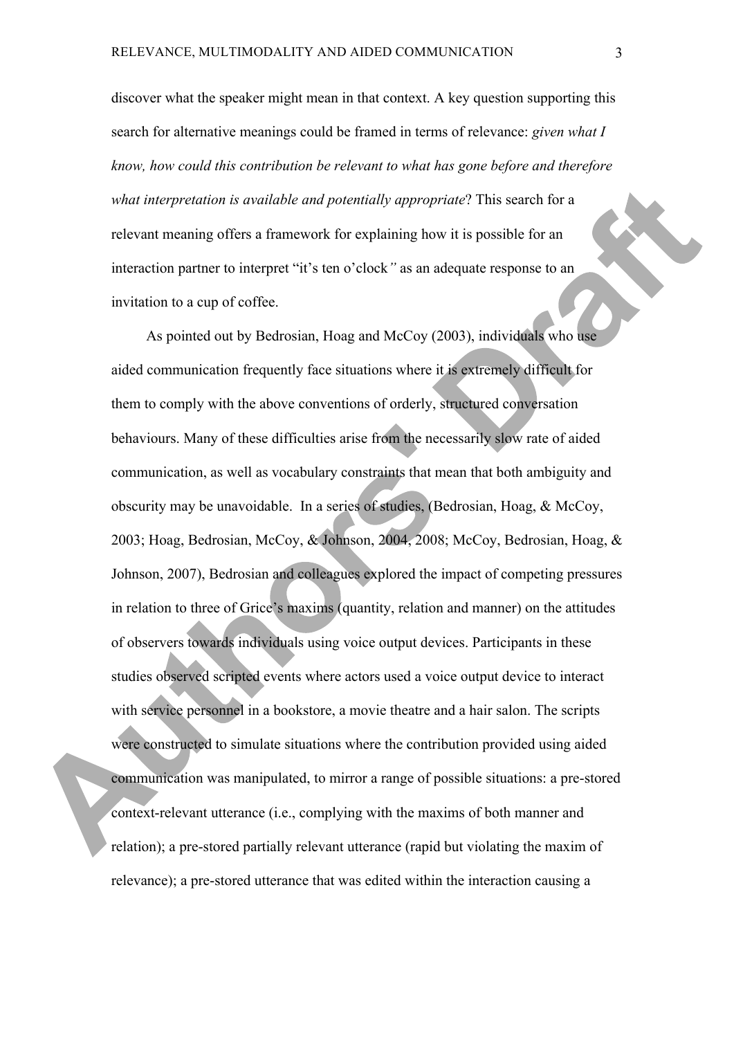discover what the speaker might mean in that context. A key question supporting this search for alternative meanings could be framed in terms of relevance: *given what I know, how could this contribution be relevant to what has gone before and therefore what interpretation is available and potentially appropriate*? This search for a relevant meaning offers a framework for explaining how it is possible for an interaction partner to interpret "it's ten o'clock*"* as an adequate response to an invitation to a cup of coffee.

As pointed out by Bedrosian, Hoag and McCoy (2003), individuals who use aided communication frequently face situations where it is extremely difficult for them to comply with the above conventions of orderly, structured conversation behaviours. Many of these difficulties arise from the necessarily slow rate of aided communication, as well as vocabulary constraints that mean that both ambiguity and obscurity may be unavoidable. In a series of studies, (Bedrosian, Hoag, & McCoy, 2003; Hoag, Bedrosian, McCoy, & Johnson, 2004, 2008; McCoy, Bedrosian, Hoag, & Johnson, 2007), Bedrosian and colleagues explored the impact of competing pressures in relation to three of Grice's maxims (quantity, relation and manner) on the attitudes of observers towards individuals using voice output devices. Participants in these studies observed scripted events where actors used a voice output device to interact with service personnel in a bookstore, a movie theatre and a hair salon. The scripts were constructed to simulate situations where the contribution provided using aided communication was manipulated, to mirror a range of possible situations: a pre-stored context-relevant utterance (i.e., complying with the maxims of both manner and relation); a pre-stored partially relevant utterance (rapid but violating the maxim of relevance); a pre-stored utterance that was edited within the interaction causing a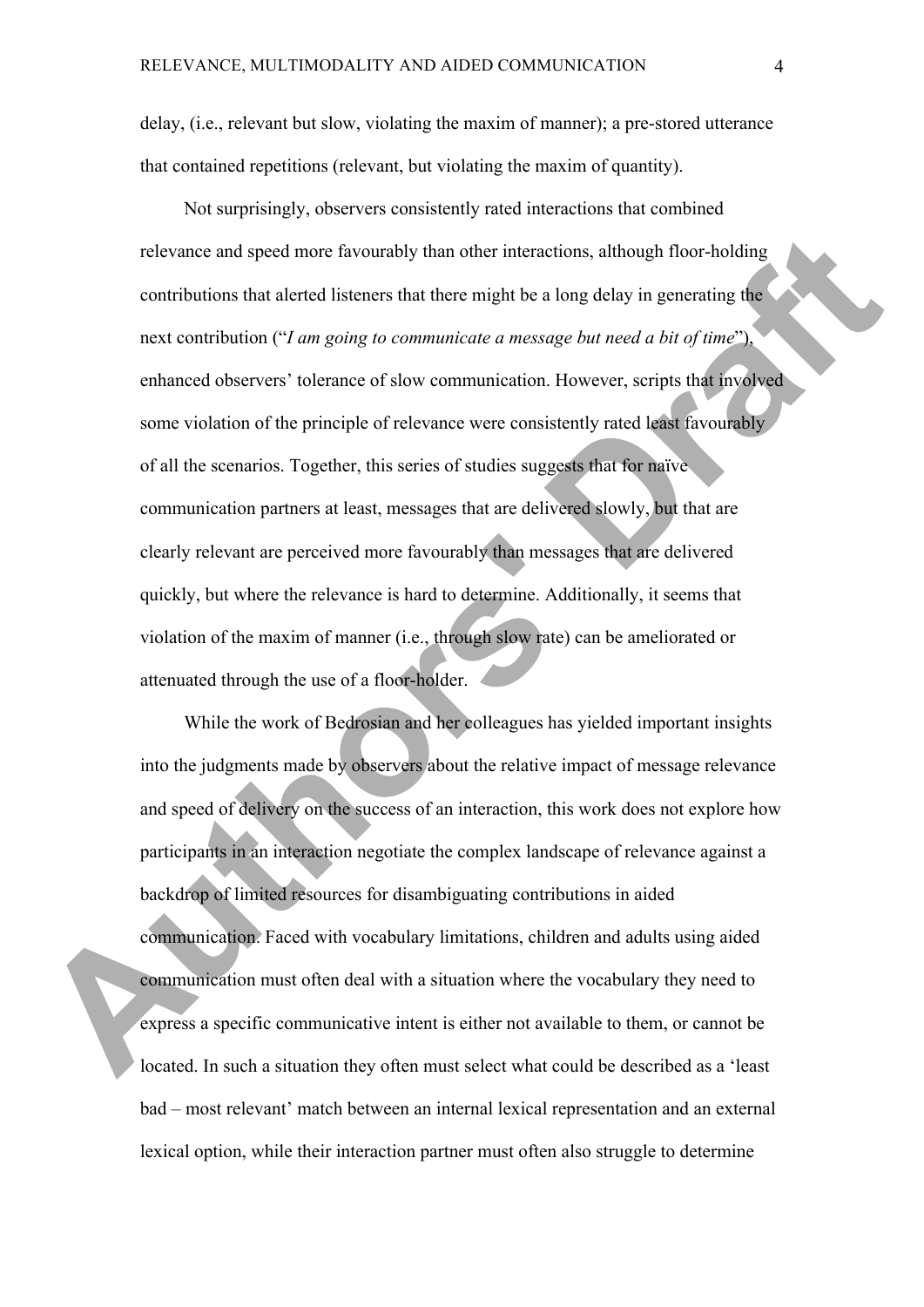delay, (i.e., relevant but slow, violating the maxim of manner); a pre-stored utterance that contained repetitions (relevant, but violating the maxim of quantity).

Not surprisingly, observers consistently rated interactions that combined relevance and speed more favourably than other interactions, although floor-holding contributions that alerted listeners that there might be a long delay in generating the next contribution ("*I am going to communicate a message but need a bit of time*"), enhanced observers' tolerance of slow communication. However, scripts that involved some violation of the principle of relevance were consistently rated least favourably of all the scenarios. Together, this series of studies suggests that for naïve communication partners at least, messages that are delivered slowly, but that are clearly relevant are perceived more favourably than messages that are delivered quickly, but where the relevance is hard to determine. Additionally, it seems that violation of the maxim of manner (i.e., through slow rate) can be ameliorated or attenuated through the use of a floor-holder.

While the work of Bedrosian and her colleagues has yielded important insights into the judgments made by observers about the relative impact of message relevance and speed of delivery on the success of an interaction, this work does not explore how participants in an interaction negotiate the complex landscape of relevance against a backdrop of limited resources for disambiguating contributions in aided communication. Faced with vocabulary limitations, children and adults using aided communication must often deal with a situation where the vocabulary they need to express a specific communicative intent is either not available to them, or cannot be located. In such a situation they often must select what could be described as a 'least bad – most relevant' match between an internal lexical representation and an external lexical option, while their interaction partner must often also struggle to determine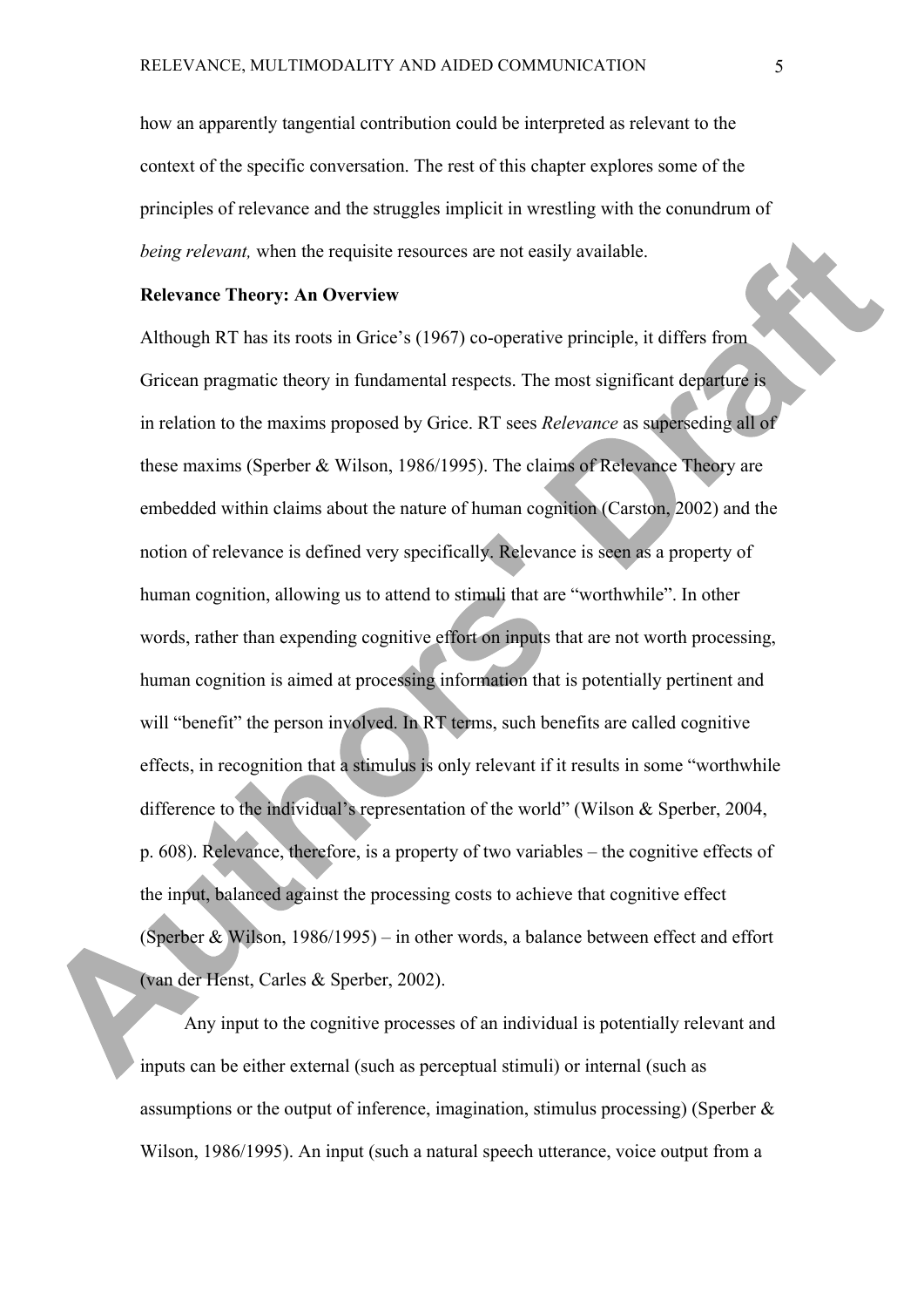how an apparently tangential contribution could be interpreted as relevant to the context of the specific conversation. The rest of this chapter explores some of the principles of relevance and the struggles implicit in wrestling with the conundrum of *being relevant,* when the requisite resources are not easily available.

**Relevance Theory: An Overview**

Although RT has its roots in Grice's (1967) co-operative principle, it differs from Gricean pragmatic theory in fundamental respects. The most significant departure is in relation to the maxims proposed by Grice. RT sees *Relevance* as superseding all of these maxims (Sperber & Wilson, 1986/1995). The claims of Relevance Theory are embedded within claims about the nature of human cognition (Carston, 2002) and the notion of relevance is defined very specifically. Relevance is seen as a property of human cognition, allowing us to attend to stimuli that are "worthwhile". In other words, rather than expending cognitive effort on inputs that are not worth processing, human cognition is aimed at processing information that is potentially pertinent and will "benefit" the person involved. In RT terms, such benefits are called cognitive effects, in recognition that a stimulus is only relevant if it results in some "worthwhile difference to the individual's representation of the world" (Wilson & Sperber, 2004, p. 608). Relevance, therefore, is a property of two variables – the cognitive effects of the input, balanced against the processing costs to achieve that cognitive effect (Sperber & Wilson, 1986/1995) – in other words, a balance between effect and effort (van der Henst, Carles & Sperber, 2002).

Any input to the cognitive processes of an individual is potentially relevant and inputs can be either external (such as perceptual stimuli) or internal (such as assumptions or the output of inference, imagination, stimulus processing) (Sperber & Wilson, 1986/1995). An input (such a natural speech utterance, voice output from a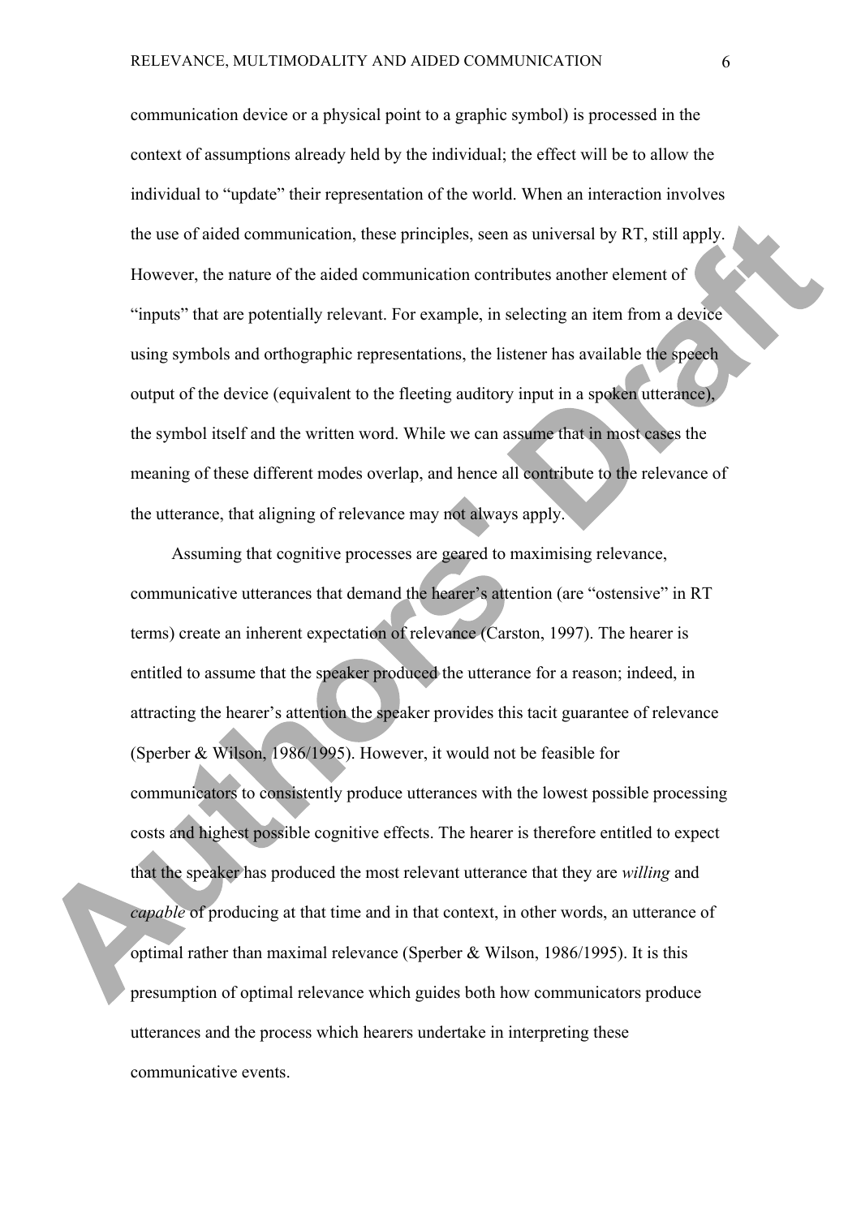communication device or a physical point to a graphic symbol) is processed in the context of assumptions already held by the individual; the effect will be to allow the individual to "update" their representation of the world. When an interaction involves the use of aided communication, these principles, seen as universal by RT, still apply. However, the nature of the aided communication contributes another element of "inputs" that are potentially relevant. For example, in selecting an item from a device using symbols and orthographic representations, the listener has available the speech output of the device (equivalent to the fleeting auditory input in a spoken utterance), the symbol itself and the written word. While we can assume that in most cases the meaning of these different modes overlap, and hence all contribute to the relevance of the utterance, that aligning of relevance may not always apply.

Assuming that cognitive processes are geared to maximising relevance, communicative utterances that demand the hearer's attention (are "ostensive" in RT terms) create an inherent expectation of relevance (Carston, 1997). The hearer is entitled to assume that the speaker produced the utterance for a reason; indeed, in attracting the hearer's attention the speaker provides this tacit guarantee of relevance (Sperber & Wilson, 1986/1995). However, it would not be feasible for communicators to consistently produce utterances with the lowest possible processing costs and highest possible cognitive effects. The hearer is therefore entitled to expect that the speaker has produced the most relevant utterance that they are *willing* and *capable* of producing at that time and in that context, in other words, an utterance of optimal rather than maximal relevance (Sperber & Wilson, 1986/1995). It is this presumption of optimal relevance which guides both how communicators produce utterances and the process which hearers undertake in interpreting these communicative events.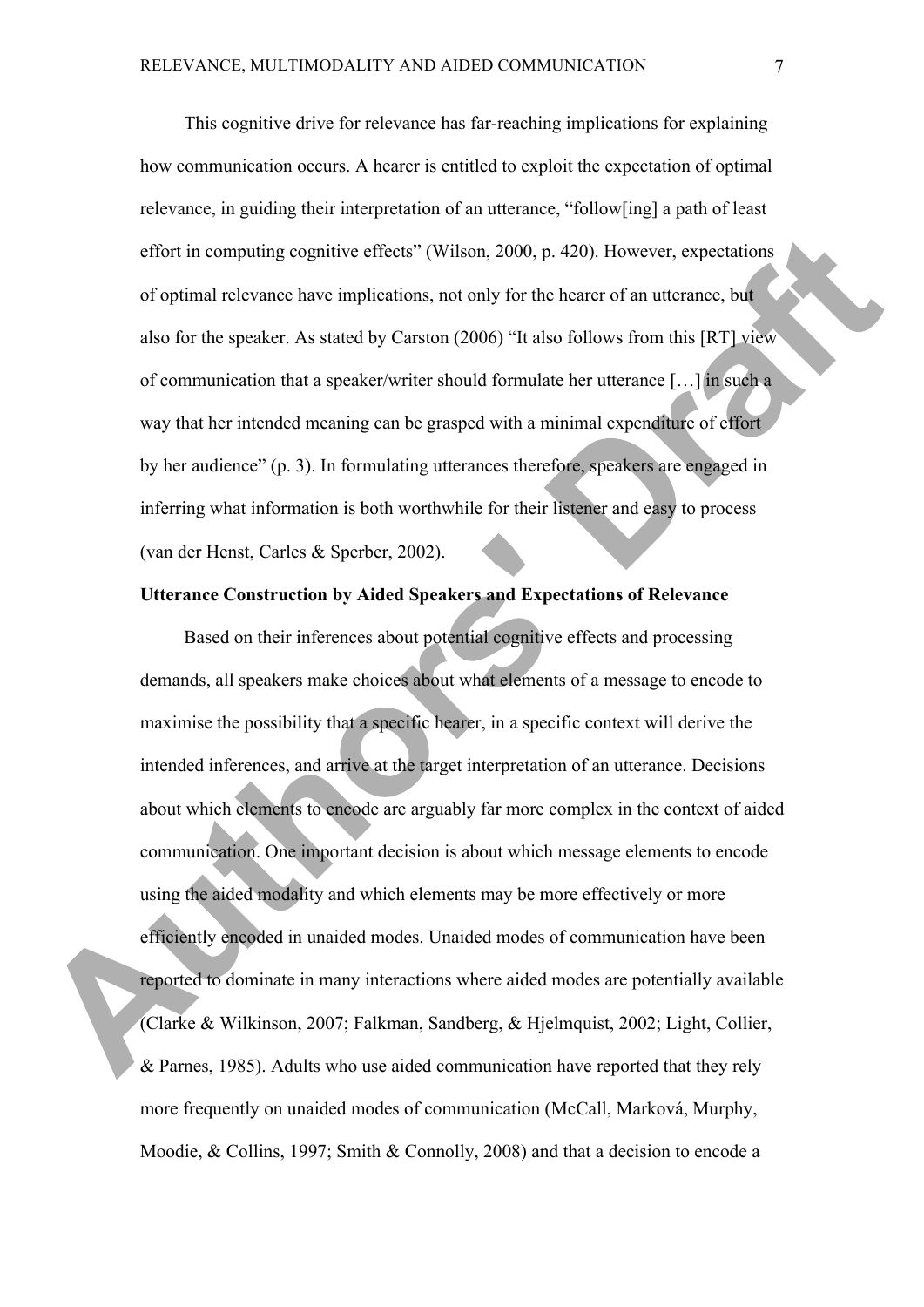This cognitive drive for relevance has far-reaching implications for explaining how communication occurs. A hearer is entitled to exploit the expectation of optimal relevance, in guiding their interpretation of an utterance, "follow[ing] a path of least effort in computing cognitive effects" (Wilson, 2000, p. 420). However, expectations of optimal relevance have implications, not only for the hearer of an utterance, but also for the speaker. As stated by Carston (2006) "It also follows from this [RT] view of communication that a speaker/writer should formulate her utterance […] in such a way that her intended meaning can be grasped with a minimal expenditure of effort by her audience" (p. 3). In formulating utterances therefore, speakers are engaged in inferring what information is both worthwhile for their listener and easy to process (van der Henst, Carles & Sperber, 2002).

**Utterance Construction by Aided Speakers and Expectations of Relevance**

Based on their inferences about potential cognitive effects and processing demands, all speakers make choices about what elements of a message to encode to maximise the possibility that a specific hearer, in a specific context will derive the intended inferences, and arrive at the target interpretation of an utterance. Decisions about which elements to encode are arguably far more complex in the context of aided communication. One important decision is about which message elements to encode using the aided modality and which elements may be more effectively or more efficiently encoded in unaided modes. Unaided modes of communication have been reported to dominate in many interactions where aided modes are potentially available (Clarke & Wilkinson, 2007; Falkman, Sandberg, & Hjelmquist, 2002; Light, Collier, & Parnes, 1985). Adults who use aided communication have reported that they rely more frequently on unaided modes of communication (McCall, Marková, Murphy, Moodie, & Collins, 1997; Smith & Connolly, 2008) and that a decision to encode a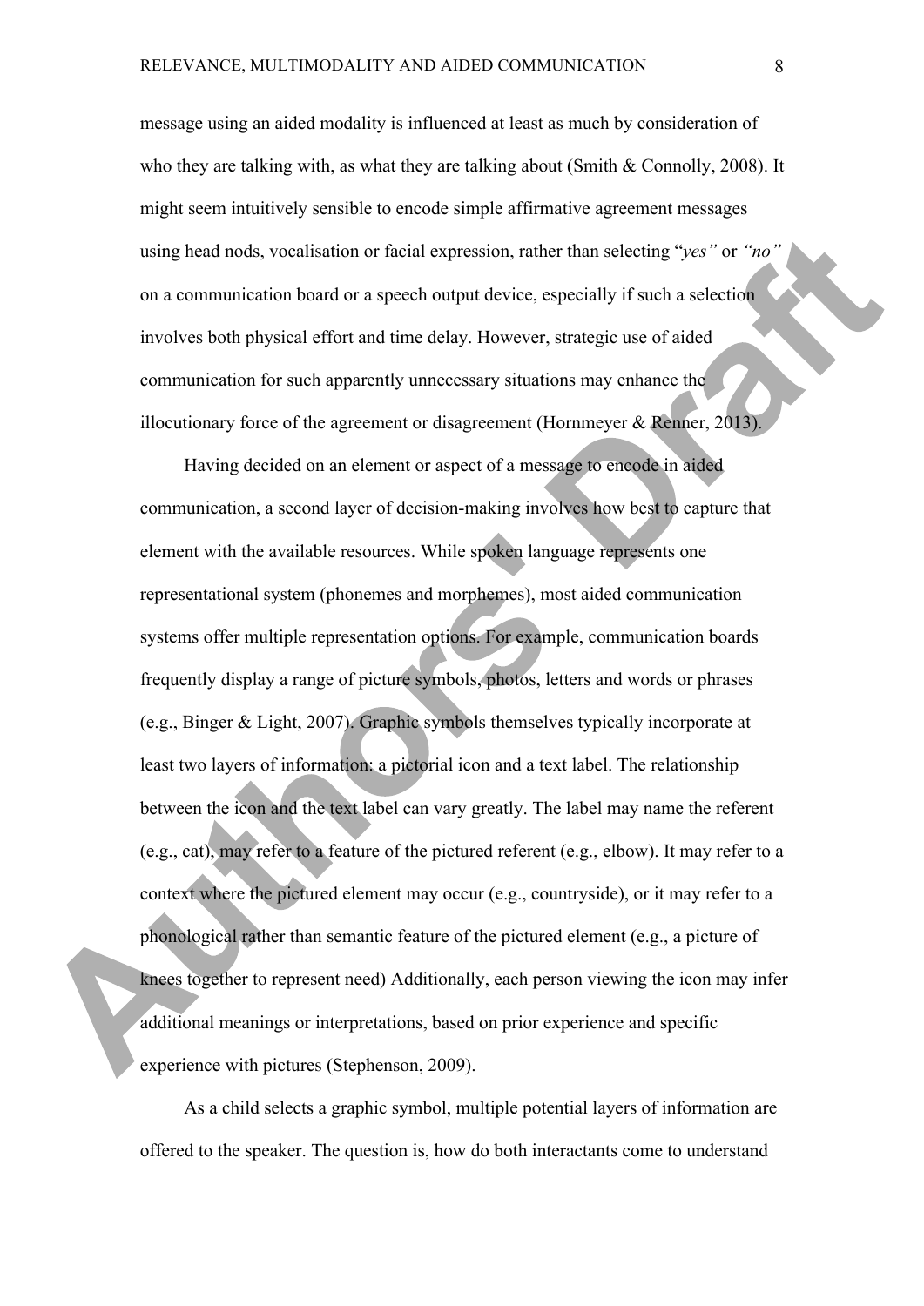message using an aided modality is influenced at least as much by consideration of who they are talking with, as what they are talking about (Smith & Connolly, 2008). It might seem intuitively sensible to encode simple affirmative agreement messages using head nods, vocalisation or facial expression, rather than selecting "*yes*" or *"no"* on a communication board or a speech output device, especially if such a selection involves both physical effort and time delay. However, strategic use of aided communication for such apparently unnecessary situations may enhance the illocutionary force of the agreement or disagreement (Hornmeyer & Renner, 2013).

Having decided on an element or aspect of a message to encode in aided communication, a second layer of decision-making involves how best to capture that element with the available resources. While spoken language represents one representational system (phonemes and morphemes), most aided communication systems offer multiple representation options. For example, communication boards frequently display a range of picture symbols, photos, letters and words or phrases (e.g., Binger & Light, 2007). Graphic symbols themselves typically incorporate at least two layers of information: a pictorial icon and a text label. The relationship between the icon and the text label can vary greatly. The label may name the referent (e.g., cat), may refer to a feature of the pictured referent (e.g., elbow). It may refer to a context where the pictured element may occur (e.g., countryside), or it may refer to a phonological rather than semantic feature of the pictured element (e.g., a picture of knees together to represent need) Additionally, each person viewing the icon may infer additional meanings or interpretations, based on prior experience and specific experience with pictures (Stephenson, 2009).

As a child selects a graphic symbol, multiple potential layers of information are offered to the speaker. The question is, how do both interactants come to understand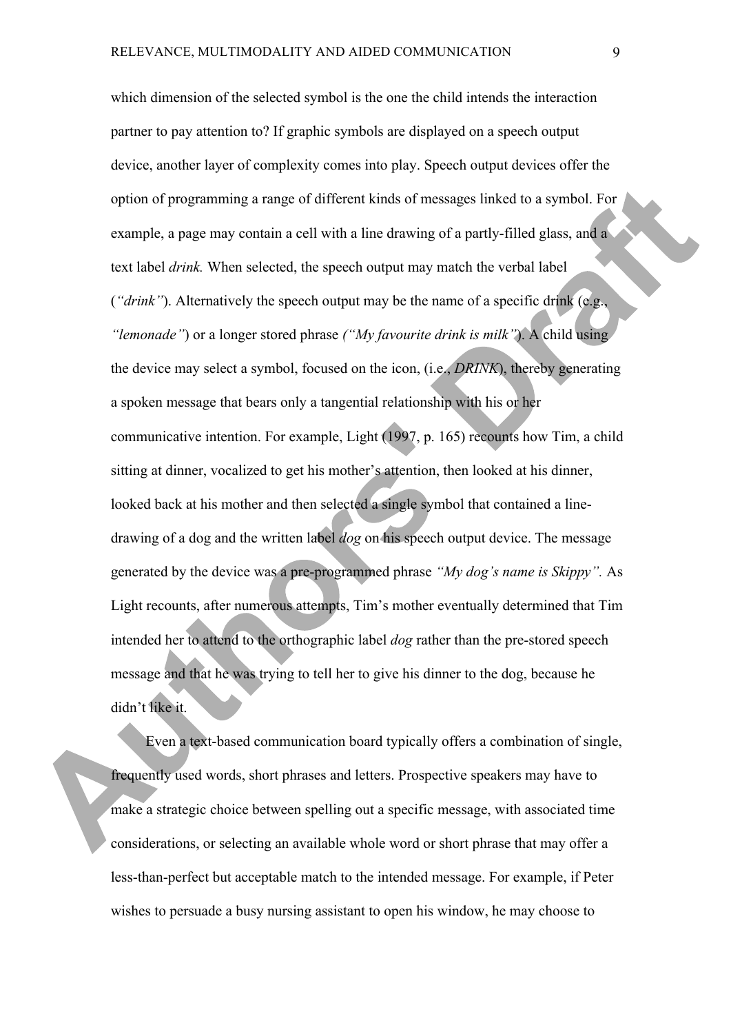which dimension of the selected symbol is the one the child intends the interaction partner to pay attention to? If graphic symbols are displayed on a speech output device, another layer of complexity comes into play. Speech output devices offer the option of programming a range of different kinds of messages linked to a symbol. For example, a page may contain a cell with a line drawing of a partly-filled glass, and a text label *drink.* When selected, the speech output may match the verbal label (*"drink"*). Alternatively the speech output may be the name of a specific drink (e.g., *"lemonade"*) or a longer stored phrase *("My favourite drink is milk")*. A child using the device may select a symbol, focused on the icon, (i.e., *DRINK*), thereby generating a spoken message that bears only a tangential relationship with his or her communicative intention. For example, Light (1997, p. 165) recounts how Tim, a child sitting at dinner, vocalized to get his mother's attention, then looked at his dinner, looked back at his mother and then selected a single symbol that contained a line-drawing of a dog and the written label *dog* on his speech output device. The message generated by the device was a pre-programmed phrase *"My dog's name is Skippy".* As Light recounts, after numerous attempts, Tim's mother eventually determined that Tim intended her to attend to the orthographic label *dog* rather than the pre-stored speech message and that he was trying to tell her to give his dinner to the dog, because he didn't like it.

Even a text-based communication board typically offers a combination of single, frequently used words, short phrases and letters. Prospective speakers may have to make a strategic choice between spelling out a specific message, with associated time considerations, or selecting an available whole word or short phrase that may offer a less-than-perfect but acceptable match to the intended message. For example, if Peter wishes to persuade a busy nursing assistant to open his window, he may choose to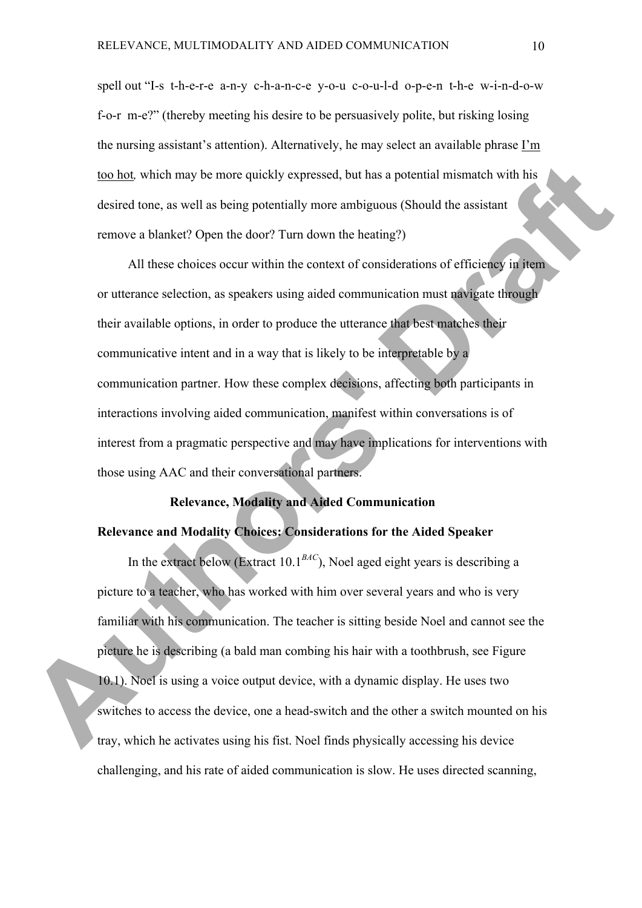spell out "I-s t-h-e-r-e a-n-y c-h-a-n-c-e y-o-u c-o-u-l-d o-p-e-n t-h-e w-i-n-d-o-w f-o-r m-e?" (thereby meeting his desire to be persuasively polite, but risking losing the nursing assistant's attention). Alternatively, he may select an available phrase <u>I'm too hot</u>, which may be more quickly expressed, but has a potential mismatch with his desired tone, as well as being potentially more ambiguous (Should the assistant remove a blanket? Open the door? Turn down the heating?)

All these choices occur within the context of considerations of efficiency in item or utterance selection, as speakers using aided communication must navigate through their available options, in order to produce the utterance that best matches their communicative intent and in a way that is likely to be interpretable by a communication partner. How these complex decisions, affecting both participants in interactions involving aided communication, manifest within conversations is of interest from a pragmatic perspective and may have implications for interventions with those using AAC and their conversational partners.

## Relevance, Modality and Aided Communication

### Relevance and Modality Choices: Considerations for the Aided Speaker

In the extract below (Extract 10.1[BAC]), Noel aged eight years is describing a picture to a teacher, who has worked with him over several years and who is very familiar with his communication. The teacher is sitting beside Noel and cannot see the picture he is describing (a bald man combing his hair with a toothbrush, see Figure 10.1). Noel is using a voice output device, with a dynamic display. He uses two switches to access the device, one a head-switch and the other a switch mounted on his tray, which he activates using his fist. Noel finds physically accessing his device challenging, and his rate of aided communication is slow. He uses directed scanning,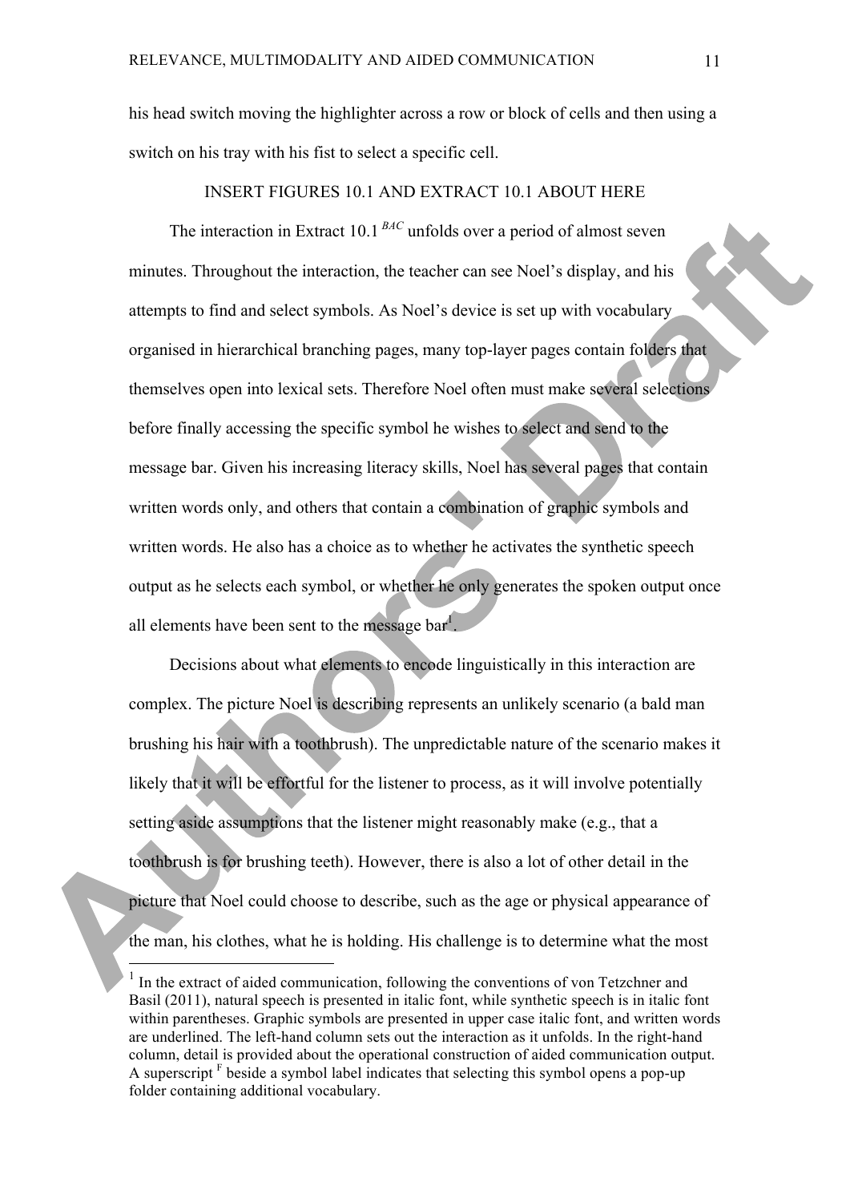his head switch moving the highlighter across a row or block of cells and then using a switch on his tray with his fist to select a specific cell.

INSERT FIGURES 10.1 AND EXTRACT 10.1 ABOUT HERE

The interaction in Extract 10.1 *BAC* unfolds over a period of almost seven minutes. Throughout the interaction, the teacher can see Noel's display, and his attempts to find and select symbols. As Noel's device is set up with vocabulary organised in hierarchical branching pages, many top-layer pages contain folders that themselves open into lexical sets. Therefore Noel often must make several selections before finally accessing the specific symbol he wishes to select and send to the message bar. Given his increasing literacy skills, Noel has several pages that contain written words only, and others that contain a combination of graphic symbols and written words. He also has a choice as to whether he activates the synthetic speech output as he selects each symbol, or whether he only generates the spoken output once all elements have been sent to the message bar[1].

Decisions about what elements to encode linguistically in this interaction are complex. The picture Noel is describing represents an unlikely scenario (a bald man brushing his hair with a toothbrush). The unpredictable nature of the scenario makes it likely that it will be effortful for the listener to process, as it will involve potentially setting aside assumptions that the listener might reasonably make (e.g., that a toothbrush is for brushing teeth). However, there is also a lot of other detail in the picture that Noel could choose to describe, such as the age or physical appearance of the man, his clothes, what he is holding. His challenge is to determine what the most

[1] In the extract of aided communication, following the conventions of von Tetzchner and Basil (2011), natural speech is presented in italic font, while synthetic speech is in italic font within parentheses. Graphic symbols are presented in upper case italic font, and written words are underlined. The left-hand column sets out the interaction as it unfolds. In the right-hand column, detail is provided about the operational construction of aided communication output. A superscript F beside a symbol label indicates that selecting this symbol opens a pop-up folder containing additional vocabulary.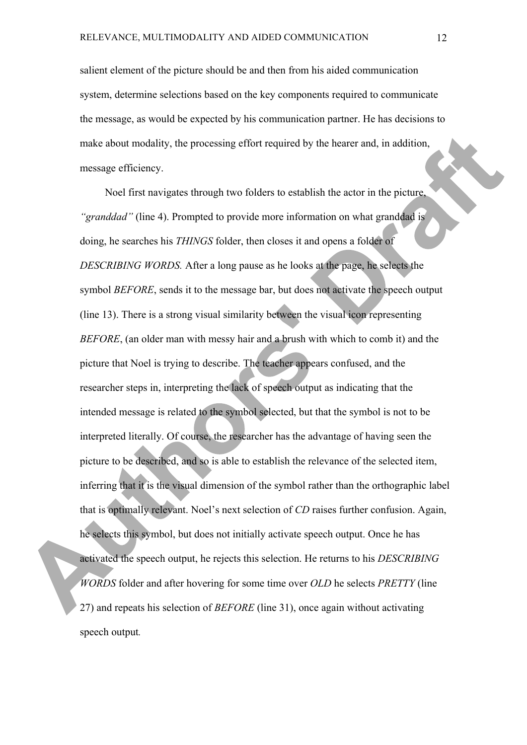salient element of the picture should be and then from his aided communication system, determine selections based on the key components required to communicate the message, as would be expected by his communication partner. He has decisions to make about modality, the processing effort required by the hearer and, in addition, message efficiency.

Noel first navigates through two folders to establish the actor in the picture, *"granddad"* (line 4). Prompted to provide more information on what granddad is doing, he searches his *THINGS* folder, then closes it and opens a folder of *DESCRIBING WORDS.* After a long pause as he looks at the page, he selects the symbol *BEFORE*, sends it to the message bar, but does not activate the speech output (line 13). There is a strong visual similarity between the visual icon representing *BEFORE*, (an older man with messy hair and a brush with which to comb it) and the picture that Noel is trying to describe. The teacher appears confused, and the researcher steps in, interpreting the lack of speech output as indicating that the intended message is related to the symbol selected, but that the symbol is not to be interpreted literally. Of course, the researcher has the advantage of having seen the picture to be described, and so is able to establish the relevance of the selected item, inferring that it is the visual dimension of the symbol rather than the orthographic label that is optimally relevant. Noel's next selection of *CD* raises further confusion. Again, he selects this symbol, but does not initially activate speech output. Once he has activated the speech output, he rejects this selection. He returns to his *DESCRIBING WORDS* folder and after hovering for some time over *OLD* he selects *PRETTY* (line 27) and repeats his selection of *BEFORE* (line 31), once again without activating speech output.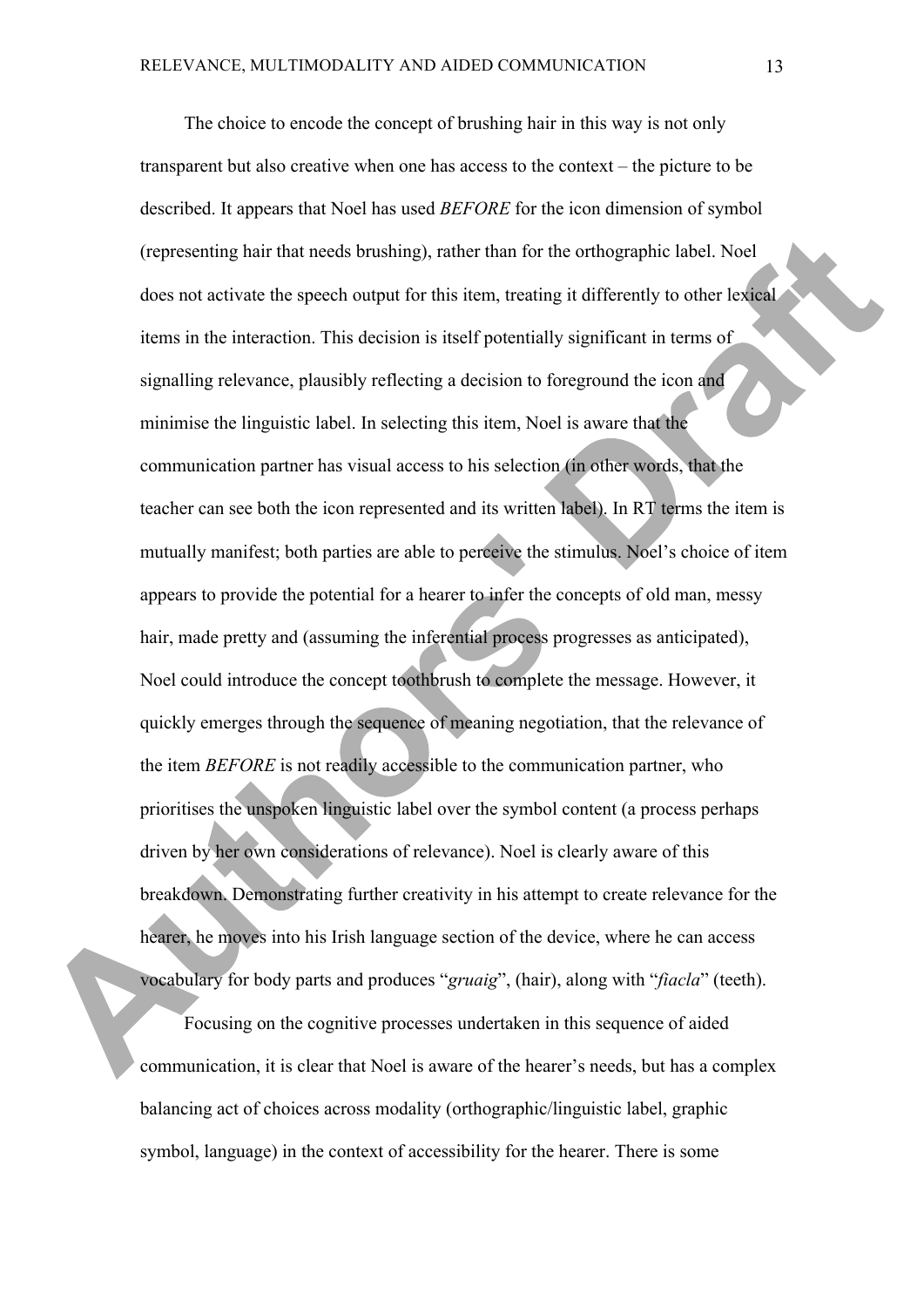The choice to encode the concept of brushing hair in this way is not only transparent but also creative when one has access to the context – the picture to be described. It appears that Noel has used *BEFORE* for the icon dimension of symbol (representing hair that needs brushing), rather than for the orthographic label. Noel does not activate the speech output for this item, treating it differently to other lexical items in the interaction. This decision is itself potentially significant in terms of signalling relevance, plausibly reflecting a decision to foreground the icon and minimise the linguistic label. In selecting this item, Noel is aware that the communication partner has visual access to his selection (in other words, that the teacher can see both the icon represented and its written label). In RT terms the item is mutually manifest; both parties are able to perceive the stimulus. Noel's choice of item appears to provide the potential for a hearer to infer the concepts of old man, messy hair, made pretty and (assuming the inferential process progresses as anticipated), Noel could introduce the concept toothbrush to complete the message. However, it quickly emerges through the sequence of meaning negotiation, that the relevance of the item *BEFORE* is not readily accessible to the communication partner, who prioritises the unspoken linguistic label over the symbol content (a process perhaps driven by her own considerations of relevance). Noel is clearly aware of this breakdown. Demonstrating further creativity in his attempt to create relevance for the hearer, he moves into his Irish language section of the device, where he can access vocabulary for body parts and produces "*gruaig*", (hair), along with "*fiacla*" (teeth).

Focusing on the cognitive processes undertaken in this sequence of aided communication, it is clear that Noel is aware of the hearer's needs, but has a complex balancing act of choices across modality (orthographic/linguistic label, graphic symbol, language) in the context of accessibility for the hearer. There is some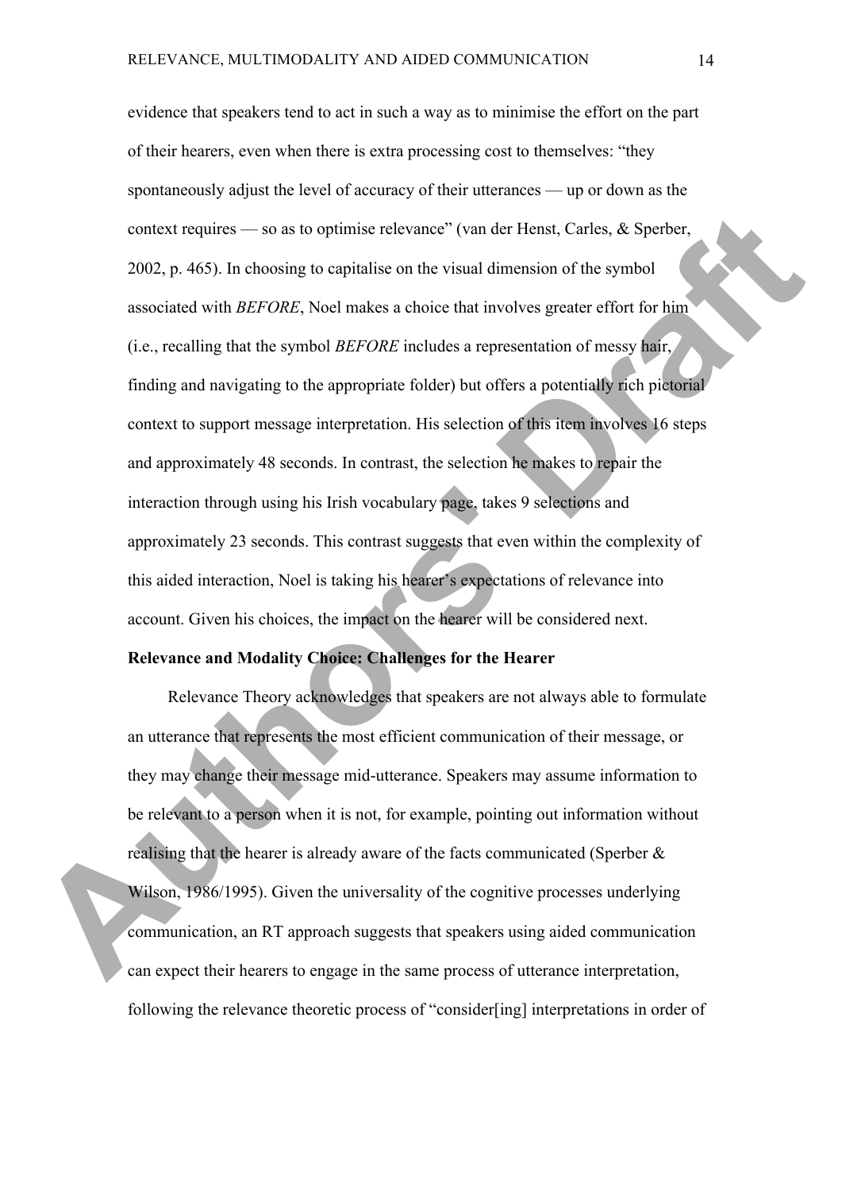evidence that speakers tend to act in such a way as to minimise the effort on the part of their hearers, even when there is extra processing cost to themselves: "they spontaneously adjust the level of accuracy of their utterances — up or down as the context requires — so as to optimise relevance" (van der Henst, Carles, & Sperber, 2002, p. 465). In choosing to capitalise on the visual dimension of the symbol associated with *BEFORE*, Noel makes a choice that involves greater effort for him (i.e., recalling that the symbol *BEFORE* includes a representation of messy hair, finding and navigating to the appropriate folder) but offers a potentially rich pictorial context to support message interpretation. His selection of this item involves 16 steps and approximately 48 seconds. In contrast, the selection he makes to repair the interaction through using his Irish vocabulary page, takes 9 selections and approximately 23 seconds. This contrast suggests that even within the complexity of this aided interaction, Noel is taking his hearer's expectations of relevance into account. Given his choices, the impact on the hearer will be considered next.

**Relevance and Modality Choice: Challenges for the Hearer**

Relevance Theory acknowledges that speakers are not always able to formulate an utterance that represents the most efficient communication of their message, or they may change their message mid-utterance. Speakers may assume information to be relevant to a person when it is not, for example, pointing out information without realising that the hearer is already aware of the facts communicated (Sperber & Wilson, 1986/1995). Given the universality of the cognitive processes underlying communication, an RT approach suggests that speakers using aided communication can expect their hearers to engage in the same process of utterance interpretation, following the relevance theoretic process of "consider[ing] interpretations in order of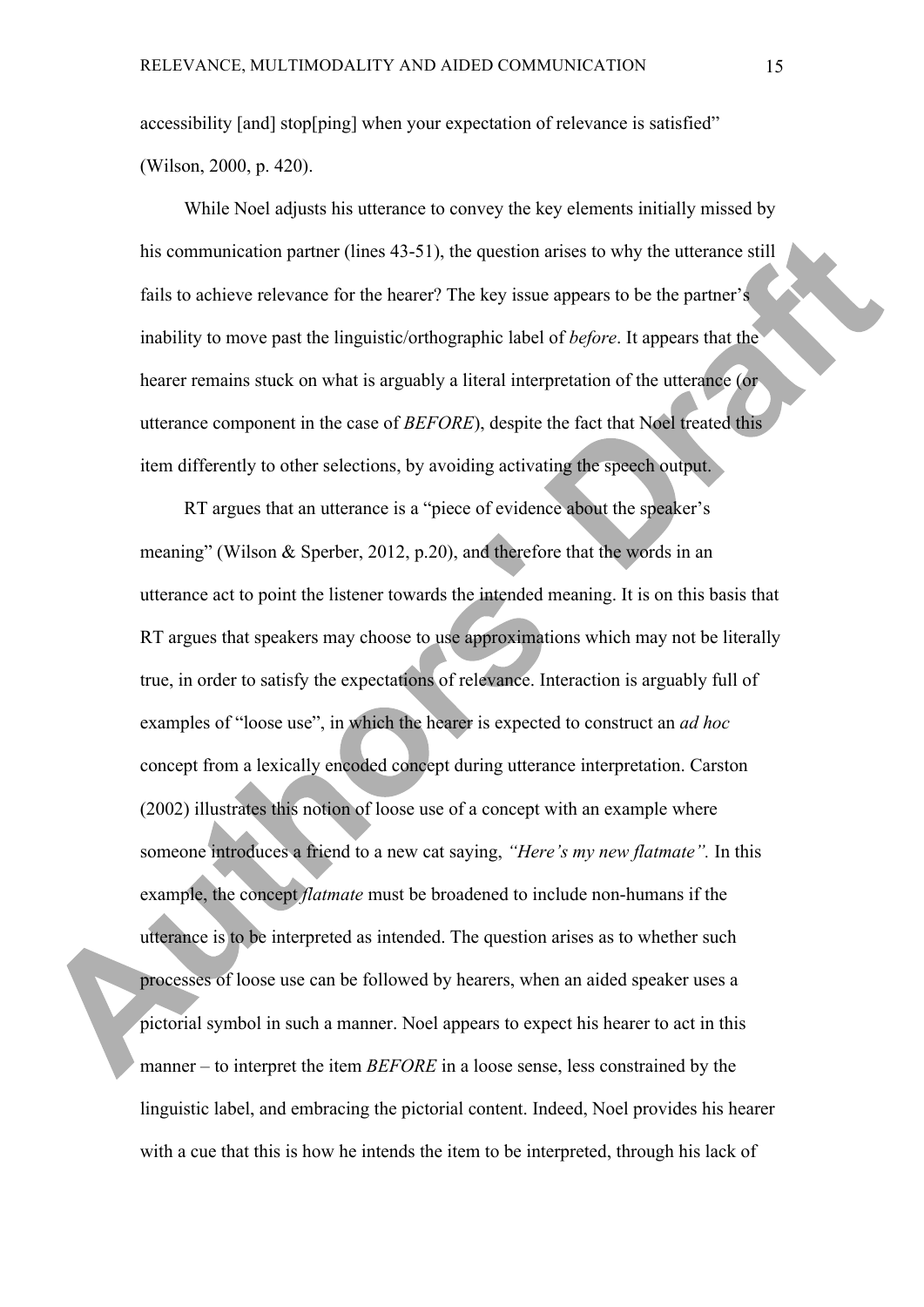accessibility [and] stop[ping] when your expectation of relevance is satisfied" (Wilson, 2000, p. 420).

While Noel adjusts his utterance to convey the key elements initially missed by his communication partner (lines 43-51), the question arises to why the utterance still fails to achieve relevance for the hearer? The key issue appears to be the partner's inability to move past the linguistic/orthographic label of *before*. It appears that the hearer remains stuck on what is arguably a literal interpretation of the utterance (or utterance component in the case of *BEFORE*), despite the fact that Noel treated this item differently to other selections, by avoiding activating the speech output.

RT argues that an utterance is a "piece of evidence about the speaker's meaning" (Wilson & Sperber, 2012, p.20), and therefore that the words in an utterance act to point the listener towards the intended meaning. It is on this basis that RT argues that speakers may choose to use approximations which may not be literally true, in order to satisfy the expectations of relevance. Interaction is arguably full of examples of "loose use", in which the hearer is expected to construct an *ad hoc* concept from a lexically encoded concept during utterance interpretation. Carston (2002) illustrates this notion of loose use of a concept with an example where someone introduces a friend to a new cat saying, *"Here's my new flatmate".* In this example, the concept *flatmate* must be broadened to include non-humans if the utterance is to be interpreted as intended. The question arises as to whether such processes of loose use can be followed by hearers, when an aided speaker uses a pictorial symbol in such a manner. Noel appears to expect his hearer to act in this manner – to interpret the item *BEFORE* in a loose sense, less constrained by the linguistic label, and embracing the pictorial content. Indeed, Noel provides his hearer with a cue that this is how he intends the item to be interpreted, through his lack of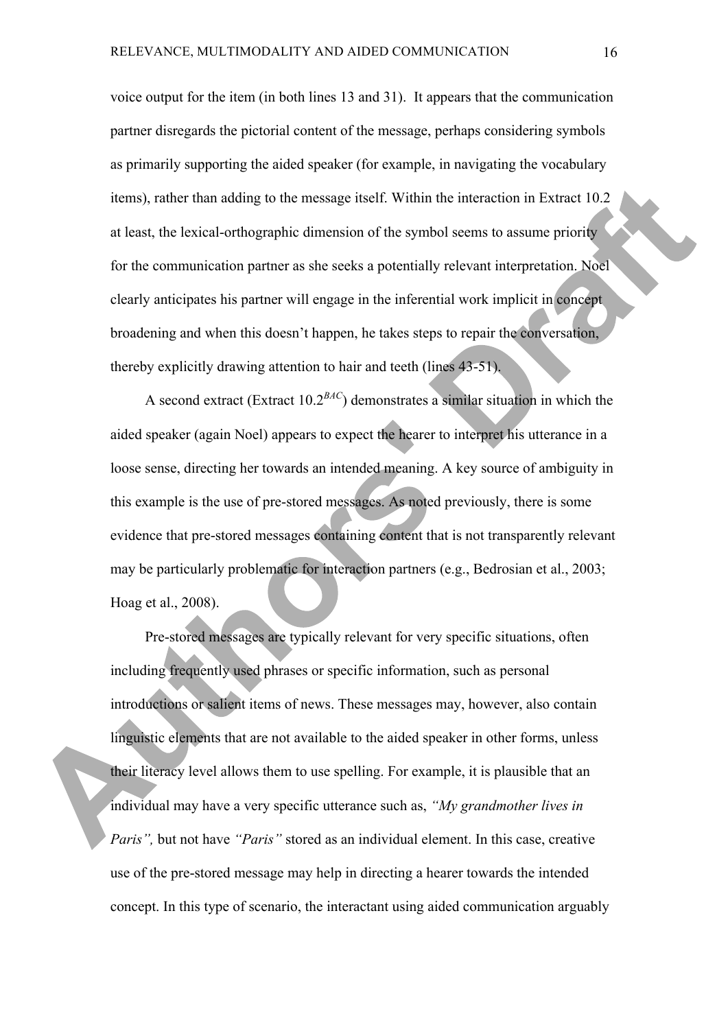voice output for the item (in both lines 13 and 31). It appears that the communication partner disregards the pictorial content of the message, perhaps considering symbols as primarily supporting the aided speaker (for example, in navigating the vocabulary items), rather than adding to the message itself. Within the interaction in Extract 10.2 at least, the lexical-orthographic dimension of the symbol seems to assume priority for the communication partner as she seeks a potentially relevant interpretation. Noel clearly anticipates his partner will engage in the inferential work implicit in concept broadening and when this doesn't happen, he takes steps to repair the conversation, thereby explicitly drawing attention to hair and teeth (lines 43-51).

A second extract (Extract 10.2[BAC]) demonstrates a similar situation in which the aided speaker (again Noel) appears to expect the hearer to interpret his utterance in a loose sense, directing her towards an intended meaning. A key source of ambiguity in this example is the use of pre-stored messages. As noted previously, there is some evidence that pre-stored messages containing content that is not transparently relevant may be particularly problematic for interaction partners (e.g., Bedrosian et al., 2003; Hoag et al., 2008).

Pre-stored messages are typically relevant for very specific situations, often including frequently used phrases or specific information, such as personal introductions or salient items of news. These messages may, however, also contain linguistic elements that are not available to the aided speaker in other forms, unless their literacy level allows them to use spelling. For example, it is plausible that an individual may have a very specific utterance such as, *"My grandmother lives in Paris",* but not have *"Paris"* stored as an individual element. In this case, creative use of the pre-stored message may help in directing a hearer towards the intended concept. In this type of scenario, the interactant using aided communication arguably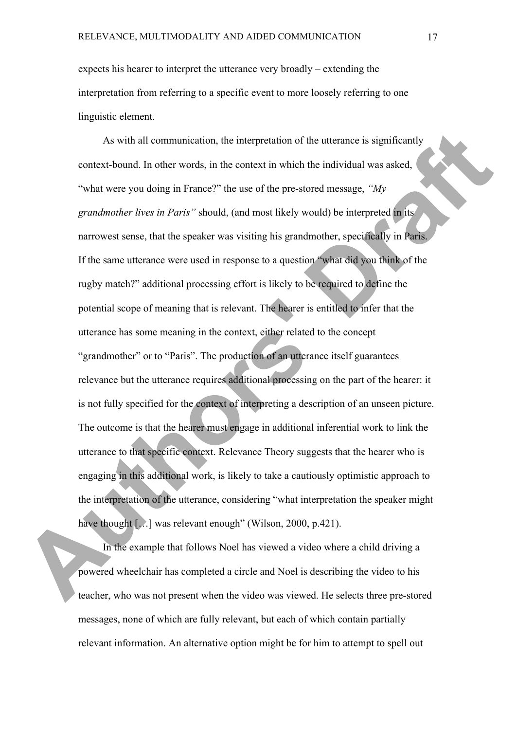expects his hearer to interpret the utterance very broadly – extending the interpretation from referring to a specific event to more loosely referring to one linguistic element.

As with all communication, the interpretation of the utterance is significantly context-bound. In other words, in the context in which the individual was asked, "what were you doing in France?" the use of the pre-stored message, *"My grandmother lives in Paris"* should, (and most likely would) be interpreted in its narrowest sense, that the speaker was visiting his grandmother, specifically in Paris. If the same utterance were used in response to a question "what did you think of the rugby match?" additional processing effort is likely to be required to define the potential scope of meaning that is relevant. The hearer is entitled to infer that the utterance has some meaning in the context, either related to the concept "grandmother" or to "Paris". The production of an utterance itself guarantees relevance but the utterance requires additional processing on the part of the hearer: it is not fully specified for the context of interpreting a description of an unseen picture. The outcome is that the hearer must engage in additional inferential work to link the utterance to that specific context. Relevance Theory suggests that the hearer who is engaging in this additional work, is likely to take a cautiously optimistic approach to the interpretation of the utterance, considering "what interpretation the speaker might have thought […] was relevant enough" (Wilson, 2000, p.421).

In the example that follows Noel has viewed a video where a child driving a powered wheelchair has completed a circle and Noel is describing the video to his teacher, who was not present when the video was viewed. He selects three pre-stored messages, none of which are fully relevant, but each of which contain partially relevant information. An alternative option might be for him to attempt to spell out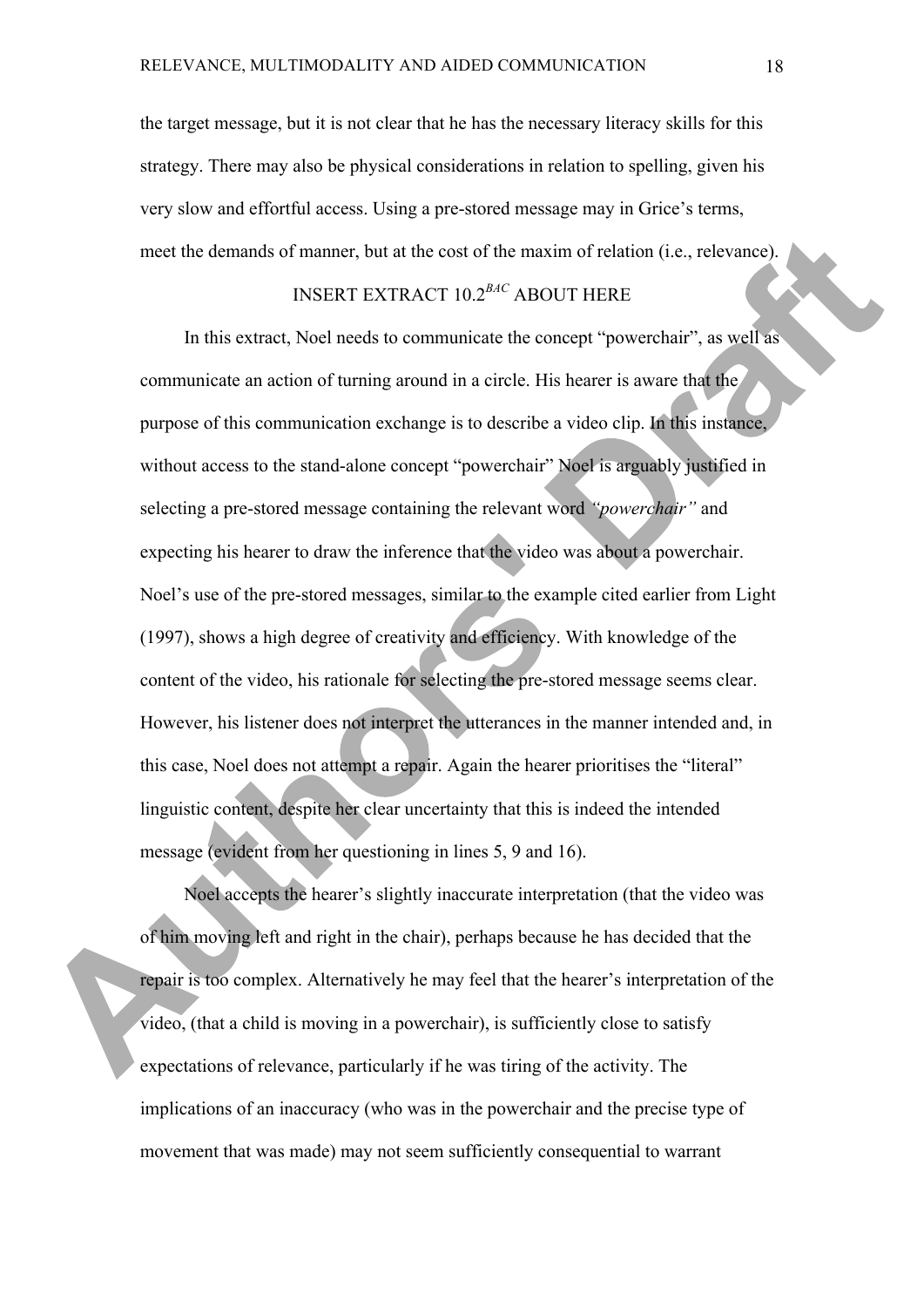the target message, but it is not clear that he has the necessary literacy skills for this strategy. There may also be physical considerations in relation to spelling, given his very slow and effortful access. Using a pre-stored message may in Grice's terms, meet the demands of manner, but at the cost of the maxim of relation (i.e., relevance).

INSERT EXTRACT 10.2[BAC] ABOUT HERE

In this extract, Noel needs to communicate the concept "powerchair", as well as communicate an action of turning around in a circle. His hearer is aware that the purpose of this communication exchange is to describe a video clip. In this instance, without access to the stand-alone concept "powerchair" Noel is arguably justified in selecting a pre-stored message containing the relevant word *"powerchair"* and expecting his hearer to draw the inference that the video was about a powerchair. Noel's use of the pre-stored messages, similar to the example cited earlier from Light (1997), shows a high degree of creativity and efficiency. With knowledge of the content of the video, his rationale for selecting the pre-stored message seems clear. However, his listener does not interpret the utterances in the manner intended and, in this case, Noel does not attempt a repair. Again the hearer prioritises the "literal" linguistic content, despite her clear uncertainty that this is indeed the intended message (evident from her questioning in lines 5, 9 and 16).

Noel accepts the hearer's slightly inaccurate interpretation (that the video was of him moving left and right in the chair), perhaps because he has decided that the repair is too complex. Alternatively he may feel that the hearer's interpretation of the video, (that a child is moving in a powerchair), is sufficiently close to satisfy expectations of relevance, particularly if he was tiring of the activity. The implications of an inaccuracy (who was in the powerchair and the precise type of movement that was made) may not seem sufficiently consequential to warrant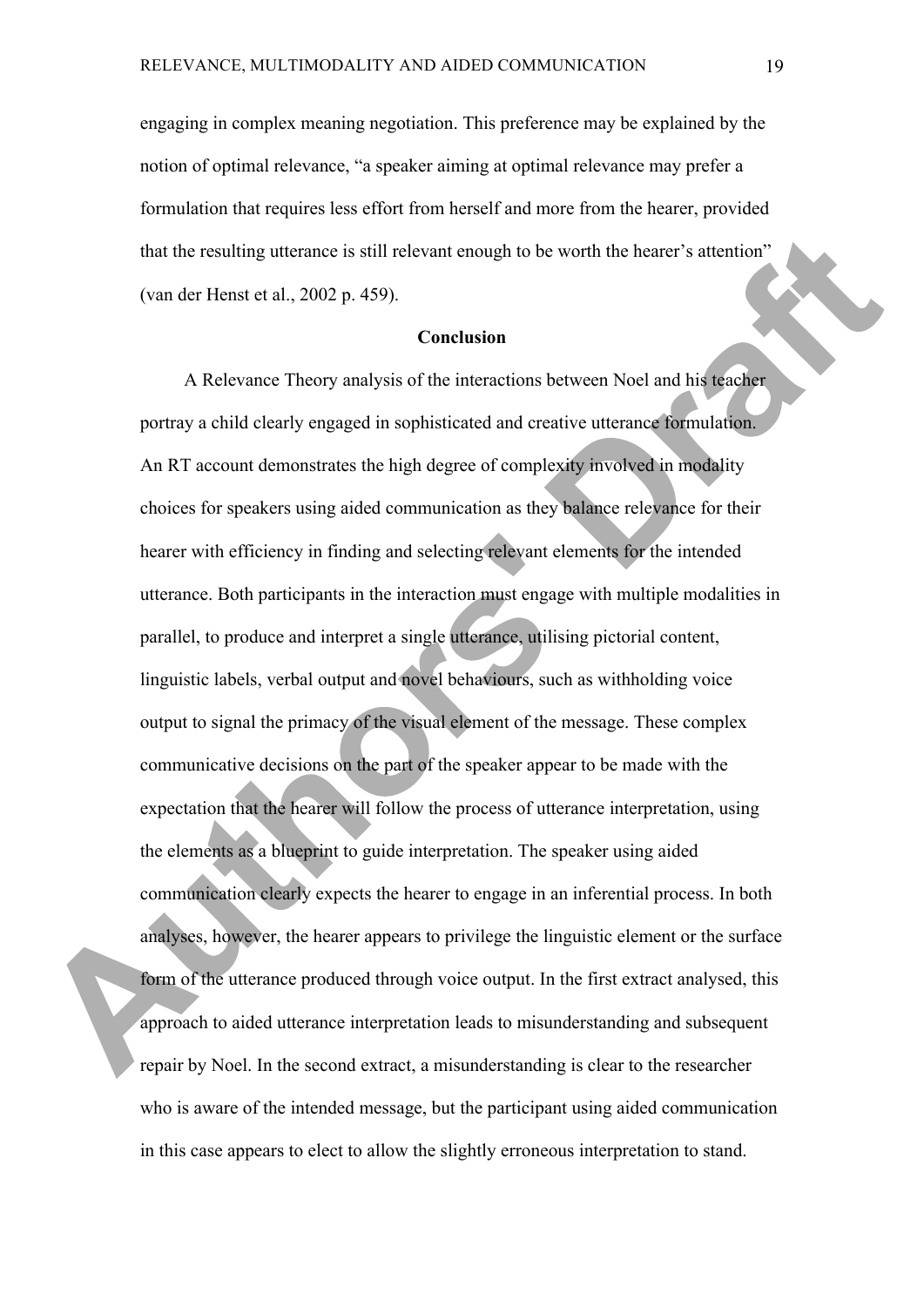engaging in complex meaning negotiation. This preference may be explained by the notion of optimal relevance, "a speaker aiming at optimal relevance may prefer a formulation that requires less effort from herself and more from the hearer, provided that the resulting utterance is still relevant enough to be worth the hearer's attention" (van der Henst et al., 2002 p. 459).

## Conclusion

A Relevance Theory analysis of the interactions between Noel and his teacher portray a child clearly engaged in sophisticated and creative utterance formulation. An RT account demonstrates the high degree of complexity involved in modality choices for speakers using aided communication as they balance relevance for their hearer with efficiency in finding and selecting relevant elements for the intended utterance. Both participants in the interaction must engage with multiple modalities in parallel, to produce and interpret a single utterance, utilising pictorial content, linguistic labels, verbal output and novel behaviours, such as withholding voice output to signal the primacy of the visual element of the message. These complex communicative decisions on the part of the speaker appear to be made with the expectation that the hearer will follow the process of utterance interpretation, using the elements as a blueprint to guide interpretation. The speaker using aided communication clearly expects the hearer to engage in an inferential process. In both analyses, however, the hearer appears to privilege the linguistic element or the surface form of the utterance produced through voice output. In the first extract analysed, this approach to aided utterance interpretation leads to misunderstanding and subsequent repair by Noel. In the second extract, a misunderstanding is clear to the researcher who is aware of the intended message, but the participant using aided communication in this case appears to elect to allow the slightly erroneous interpretation to stand.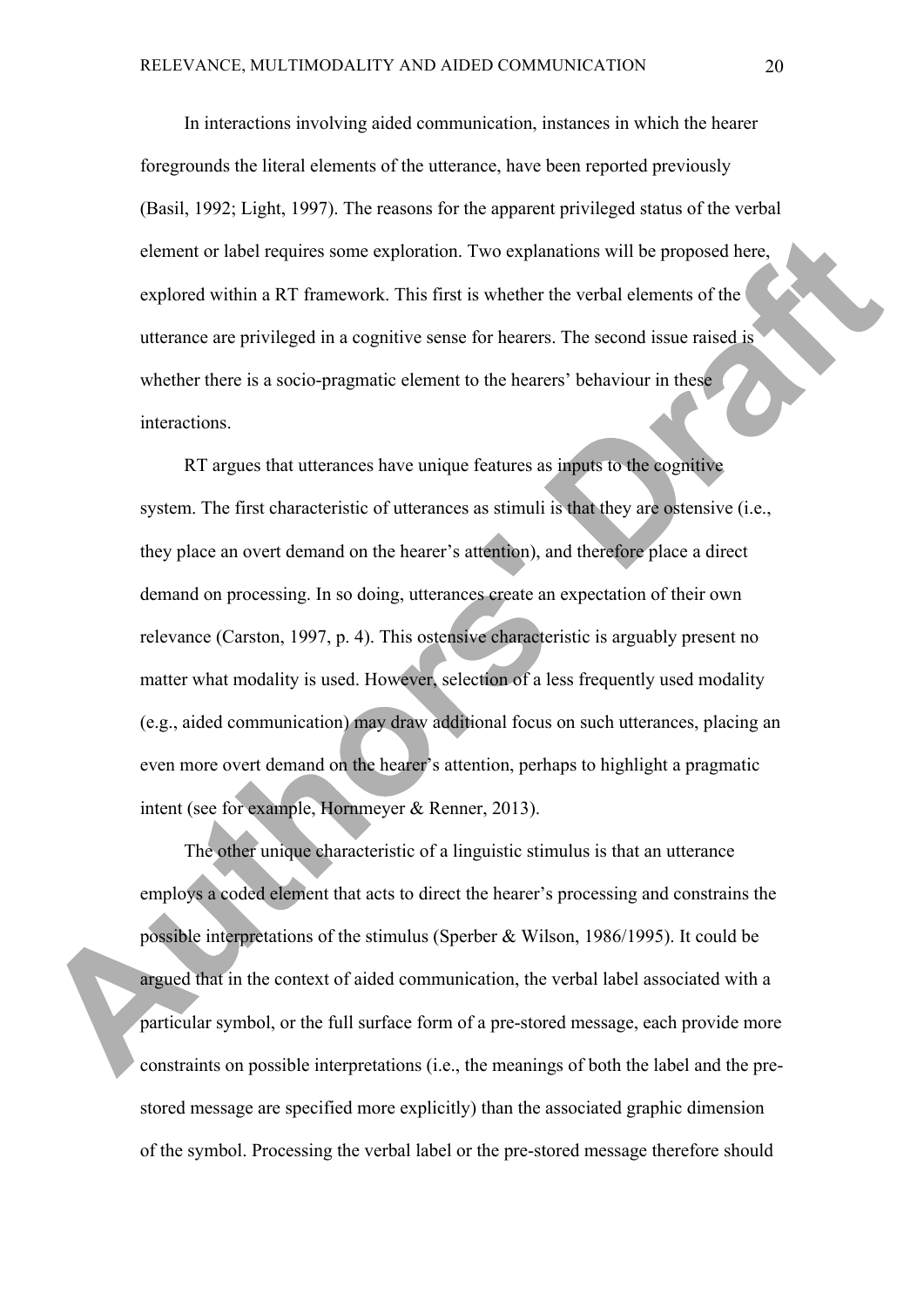In interactions involving aided communication, instances in which the hearer foregrounds the literal elements of the utterance, have been reported previously (Basil, 1992; Light, 1997). The reasons for the apparent privileged status of the verbal element or label requires some exploration. Two explanations will be proposed here, explored within a RT framework. This first is whether the verbal elements of the utterance are privileged in a cognitive sense for hearers. The second issue raised is whether there is a socio-pragmatic element to the hearers' behaviour in these interactions.

RT argues that utterances have unique features as inputs to the cognitive system. The first characteristic of utterances as stimuli is that they are ostensive (i.e., they place an overt demand on the hearer's attention), and therefore place a direct demand on processing. In so doing, utterances create an expectation of their own relevance (Carston, 1997, p. 4). This ostensive characteristic is arguably present no matter what modality is used. However, selection of a less frequently used modality (e.g., aided communication) may draw additional focus on such utterances, placing an even more overt demand on the hearer's attention, perhaps to highlight a pragmatic intent (see for example, Hornmeyer & Renner, 2013).

The other unique characteristic of a linguistic stimulus is that an utterance employs a coded element that acts to direct the hearer's processing and constrains the possible interpretations of the stimulus (Sperber & Wilson, 1986/1995). It could be argued that in the context of aided communication, the verbal label associated with a particular symbol, or the full surface form of a pre-stored message, each provide more constraints on possible interpretations (i.e., the meanings of both the label and the pre-stored message are specified more explicitly) than the associated graphic dimension of the symbol. Processing the verbal label or the pre-stored message therefore should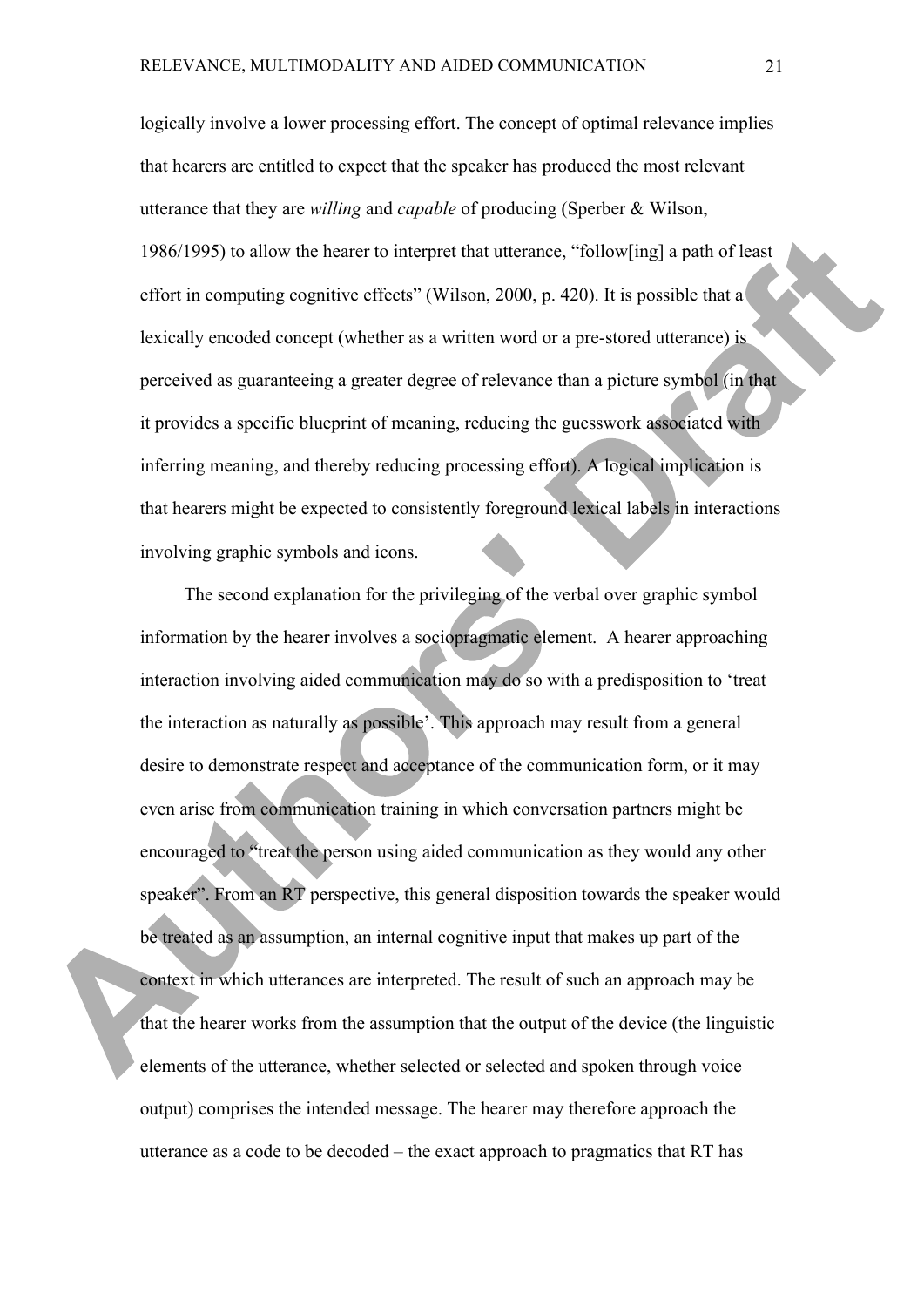logically involve a lower processing effort. The concept of optimal relevance implies that hearers are entitled to expect that the speaker has produced the most relevant utterance that they are *willing* and *capable* of producing (Sperber & Wilson, 1986/1995) to allow the hearer to interpret that utterance, "follow[ing] a path of least effort in computing cognitive effects" (Wilson, 2000, p. 420). It is possible that a lexically encoded concept (whether as a written word or a pre-stored utterance) is perceived as guaranteeing a greater degree of relevance than a picture symbol (in that it provides a specific blueprint of meaning, reducing the guesswork associated with inferring meaning, and thereby reducing processing effort). A logical implication is that hearers might be expected to consistently foreground lexical labels in interactions involving graphic symbols and icons.

The second explanation for the privileging of the verbal over graphic symbol information by the hearer involves a sociopragmatic element. A hearer approaching interaction involving aided communication may do so with a predisposition to 'treat the interaction as naturally as possible'. This approach may result from a general desire to demonstrate respect and acceptance of the communication form, or it may even arise from communication training in which conversation partners might be encouraged to "treat the person using aided communication as they would any other speaker". From an RT perspective, this general disposition towards the speaker would be treated as an assumption, an internal cognitive input that makes up part of the context in which utterances are interpreted. The result of such an approach may be that the hearer works from the assumption that the output of the device (the linguistic elements of the utterance, whether selected or selected and spoken through voice output) comprises the intended message. The hearer may therefore approach the utterance as a code to be decoded – the exact approach to pragmatics that RT has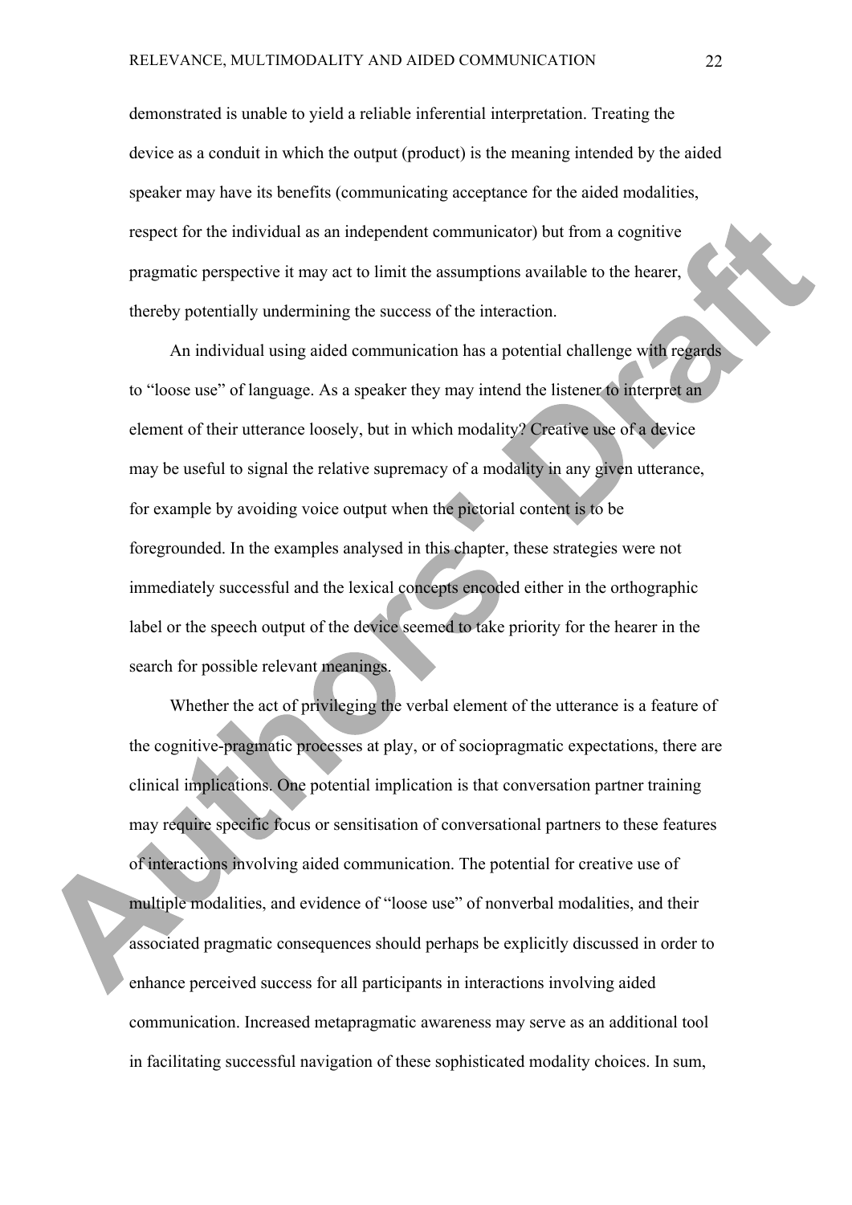demonstrated is unable to yield a reliable inferential interpretation. Treating the device as a conduit in which the output (product) is the meaning intended by the aided speaker may have its benefits (communicating acceptance for the aided modalities, respect for the individual as an independent communicator) but from a cognitive pragmatic perspective it may act to limit the assumptions available to the hearer, thereby potentially undermining the success of the interaction.

An individual using aided communication has a potential challenge with regards to "loose use" of language. As a speaker they may intend the listener to interpret an element of their utterance loosely, but in which modality? Creative use of a device may be useful to signal the relative supremacy of a modality in any given utterance, for example by avoiding voice output when the pictorial content is to be foregrounded. In the examples analysed in this chapter, these strategies were not immediately successful and the lexical concepts encoded either in the orthographic label or the speech output of the device seemed to take priority for the hearer in the search for possible relevant meanings.

Whether the act of privileging the verbal element of the utterance is a feature of the cognitive-pragmatic processes at play, or of sociopragmatic expectations, there are clinical implications. One potential implication is that conversation partner training may require specific focus or sensitisation of conversational partners to these features of interactions involving aided communication. The potential for creative use of multiple modalities, and evidence of "loose use" of nonverbal modalities, and their associated pragmatic consequences should perhaps be explicitly discussed in order to enhance perceived success for all participants in interactions involving aided communication. Increased metapragmatic awareness may serve as an additional tool in facilitating successful navigation of these sophisticated modality choices. In sum,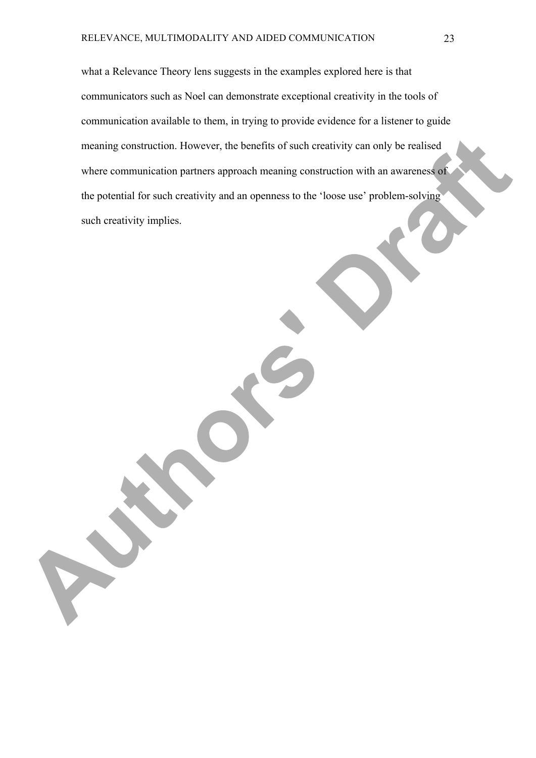what a Relevance Theory lens suggests in the examples explored here is that communicators such as Noel can demonstrate exceptional creativity in the tools of communication available to them, in trying to provide evidence for a listener to guide meaning construction. However, the benefits of such creativity can only be realised where communication partners approach meaning construction with an awareness of the potential for such creativity and an openness to the 'loose use' problem-solving such creativity implies.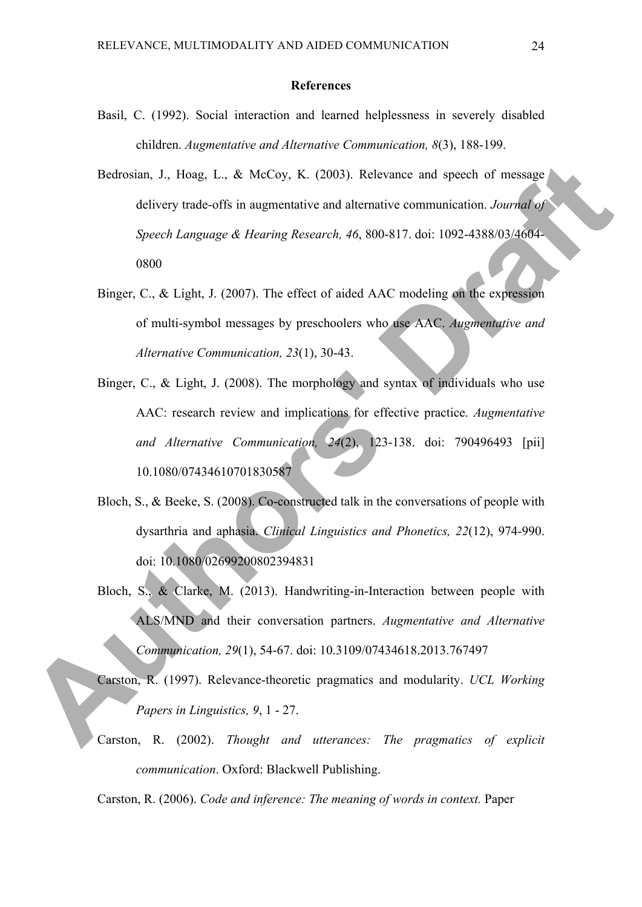## References

Basil, C. (1992). Social interaction and learned helplessness in severely disabled children. *Augmentative and Alternative Communication, 8*(3), 188-199.

Bedrosian, J., Hoag, L., & McCoy, K. (2003). Relevance and speech of message delivery trade-offs in augmentative and alternative communication. *Journal of Speech Language & Hearing Research, 46*, 800-817. doi: 1092-4388/03/4604-0800

Binger, C., & Light, J. (2007). The effect of aided AAC modeling on the expression of multi-symbol messages by preschoolers who use AAC. *Augmentative and Alternative Communication, 23*(1), 30-43.

Binger, C., & Light, J. (2008). The morphology and syntax of individuals who use AAC: research review and implications for effective practice. *Augmentative and Alternative Communication, 24*(2), 123-138. doi: 790496493 [pii] 10.1080/07434610701830587

Bloch, S., & Beeke, S. (2008). Co-constructed talk in the conversations of people with dysarthria and aphasia. *Clinical Linguistics and Phonetics, 22*(12), 974-990. doi: 10.1080/02699200802394831

Bloch, S., & Clarke, M. (2013). Handwriting-in-Interaction between people with ALS/MND and their conversation partners. *Augmentative and Alternative Communication, 29*(1), 54-67. doi: 10.3109/07434618.2013.767497

Carston, R. (1997). Relevance-theoretic pragmatics and modularity. *UCL Working Papers in Linguistics, 9*, 1 - 27.

Carston, R. (2002). *Thought and utterances: The pragmatics of explicit communication*. Oxford: Blackwell Publishing.

Carston, R. (2006). *Code and inference: The meaning of words in context.* Paper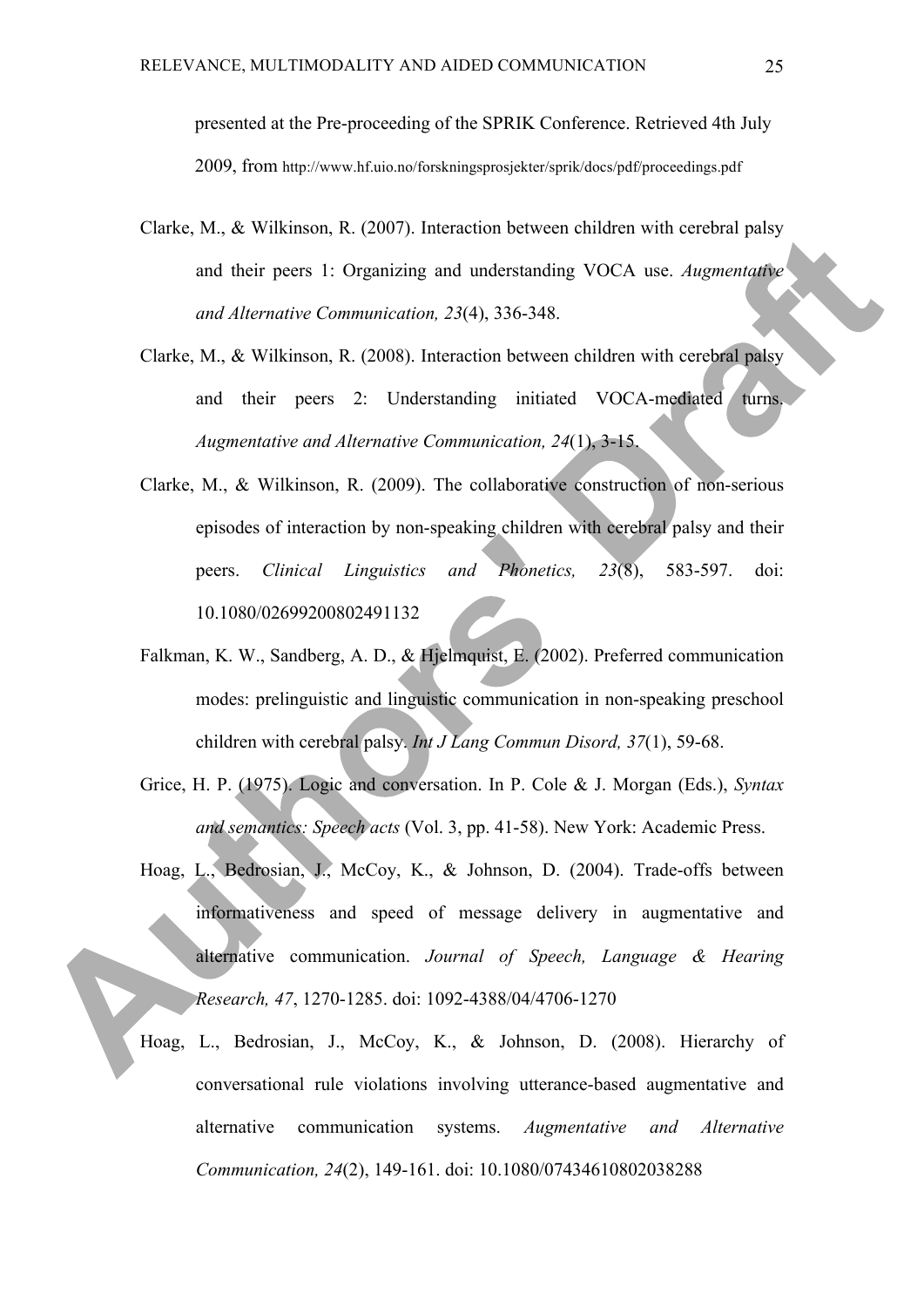presented at the Pre-proceeding of the SPRIK Conference. Retrieved 4th July 2009, from http://www.hf.uio.no/forskningsprosjekter/sprik/docs/pdf/proceedings.pdf

Clarke, M., & Wilkinson, R. (2007). Interaction between children with cerebral palsy and their peers 1: Organizing and understanding VOCA use. *Augmentative and Alternative Communication, 23*(4), 336-348.

Clarke, M., & Wilkinson, R. (2008). Interaction between children with cerebral palsy and their peers 2: Understanding initiated VOCA-mediated turns. *Augmentative and Alternative Communication, 24*(1), 3-15.

Clarke, M., & Wilkinson, R. (2009). The collaborative construction of non-serious episodes of interaction by non-speaking children with cerebral palsy and their peers. *Clinical Linguistics and Phonetics, 23*(8), 583-597. doi: 10.1080/02699200802491132

Falkman, K. W., Sandberg, A. D., & Hjelmquist, E. (2002). Preferred communication modes: prelinguistic and linguistic communication in non-speaking preschool children with cerebral palsy. *Int J Lang Commun Disord, 37*(1), 59-68.

Grice, H. P. (1975). Logic and conversation. In P. Cole & J. Morgan (Eds.), *Syntax and semantics: Speech acts* (Vol. 3, pp. 41-58). New York: Academic Press.

Hoag, L., Bedrosian, J., McCoy, K., & Johnson, D. (2004). Trade-offs between informativeness and speed of message delivery in augmentative and alternative communication. *Journal of Speech, Language & Hearing Research, 47*, 1270-1285. doi: 1092-4388/04/4706-1270

Hoag, L., Bedrosian, J., McCoy, K., & Johnson, D. (2008). Hierarchy of conversational rule violations involving utterance-based augmentative and alternative communication systems. *Augmentative and Alternative Communication, 24*(2), 149-161. doi: 10.1080/07434610802038288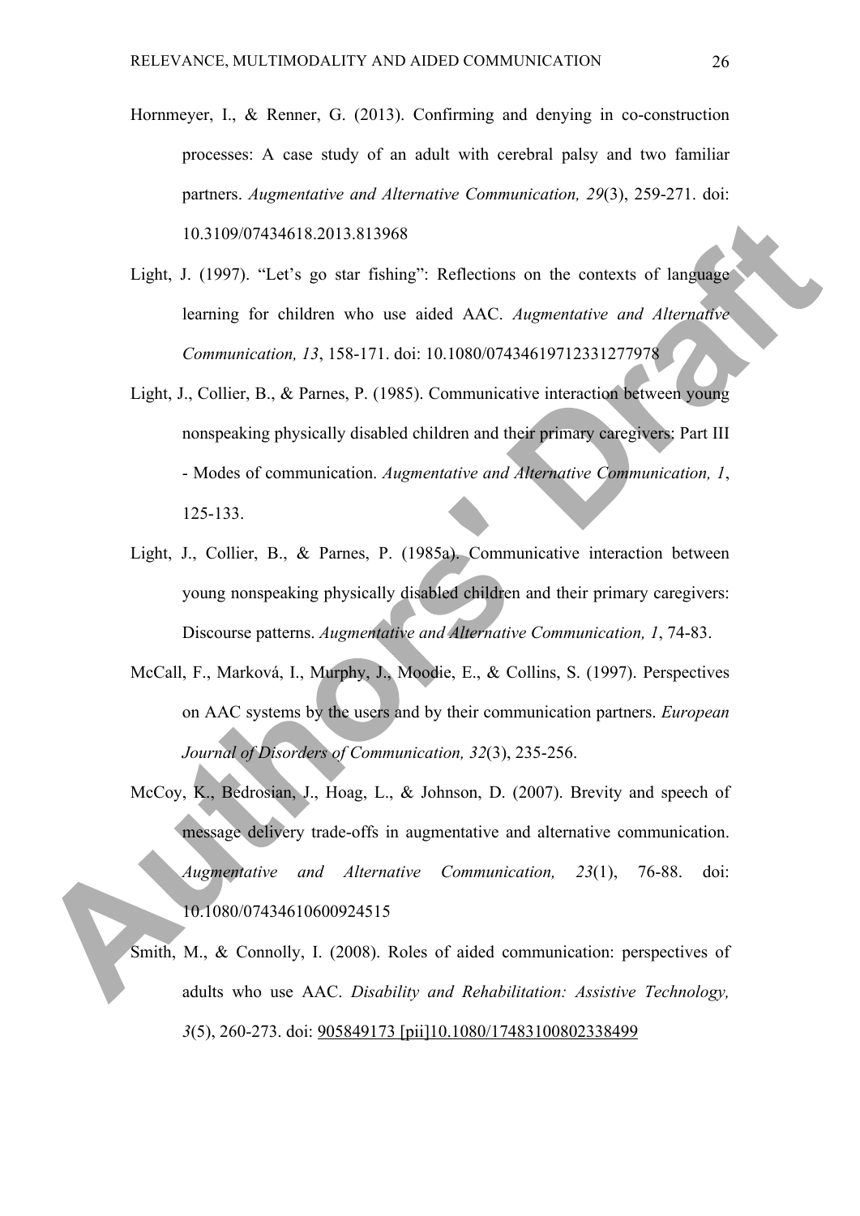Hornmeyer, I., & Renner, G. (2013). Confirming and denying in co-construction processes: A case study of an adult with cerebral palsy and two familiar partners. *Augmentative and Alternative Communication, 29*(3), 259-271. doi: 10.3109/07434618.2013.813968

Light, J. (1997). "Let's go star fishing": Reflections on the contexts of language learning for children who use aided AAC. *Augmentative and Alternative Communication, 13*, 158-171. doi: 10.1080/07434619712331277978

Light, J., Collier, B., & Parnes, P. (1985). Communicative interaction between young nonspeaking physically disabled children and their primary caregivers: Part III - Modes of communication. *Augmentative and Alternative Communication, 1*, 125-133.

Light, J., Collier, B., & Parnes, P. (1985a). Communicative interaction between young nonspeaking physically disabled children and their primary caregivers: Discourse patterns. *Augmentative and Alternative Communication, 1*, 74-83.

McCall, F., Marková, I., Murphy, J., Moodie, E., & Collins, S. (1997). Perspectives on AAC systems by the users and by their communication partners. *European Journal of Disorders of Communication, 32*(3), 235-256.

McCoy, K., Bedrosian, J., Hoag, L., & Johnson, D. (2007). Brevity and speech of message delivery trade-offs in augmentative and alternative communication. *Augmentative and Alternative Communication, 23*(1), 76-88. doi: 10.1080/07434610600924515

Smith, M., & Connolly, I. (2008). Roles of aided communication: perspectives of adults who use AAC. *Disability and Rehabilitation: Assistive Technology, 3*(5), 260-273. doi: 905849173 [pii]10.1080/17483100802338499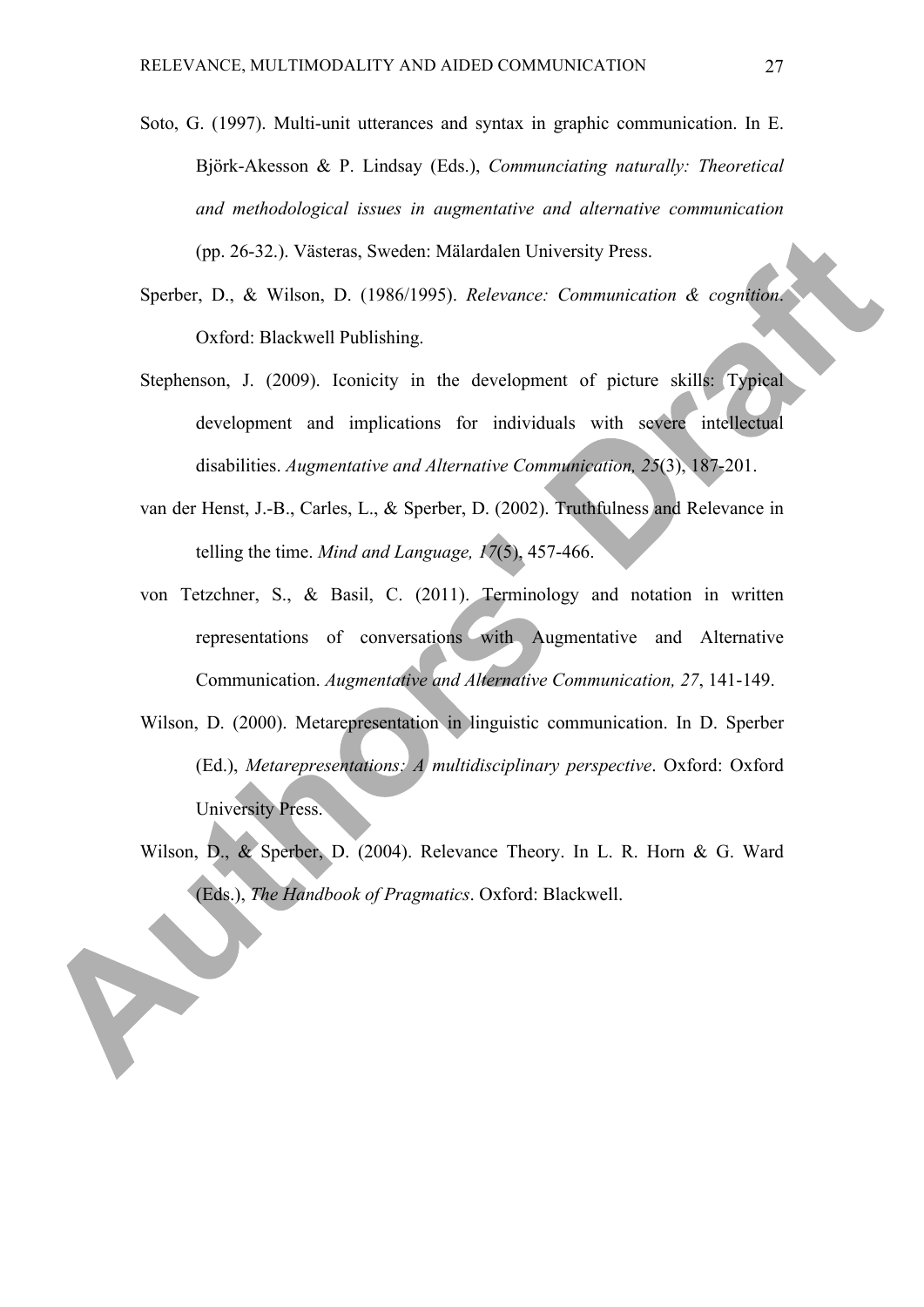Soto, G. (1997). Multi-unit utterances and syntax in graphic communication. In E. Björk-Akesson & P. Lindsay (Eds.), *Communciating naturally: Theoretical and methodological issues in augmentative and alternative communication* (pp. 26-32.). Västeras, Sweden: Mälardalen University Press.

Sperber, D., & Wilson, D. (1986/1995). *Relevance: Communication & cognition*. Oxford: Blackwell Publishing.

Stephenson, J. (2009). Iconicity in the development of picture skills: Typical development and implications for individuals with severe intellectual disabilities. *Augmentative and Alternative Communication, 25*(3), 187-201.

van der Henst, J.-B., Carles, L., & Sperber, D. (2002). Truthfulness and Relevance in telling the time. *Mind and Language, 17*(5), 457-466.

von Tetzchner, S., & Basil, C. (2011). Terminology and notation in written representations of conversations with Augmentative and Alternative Communication. *Augmentative and Alternative Communication, 27*, 141-149.

Wilson, D. (2000). Metarepresentation in linguistic communication. In D. Sperber (Ed.), *Metarepresentations: A multidisciplinary perspective*. Oxford: Oxford University Press.

Wilson, D., & Sperber, D. (2004). Relevance Theory. In L. R. Horn & G. Ward (Eds.), *The Handbook of Pragmatics*. Oxford: Blackwell.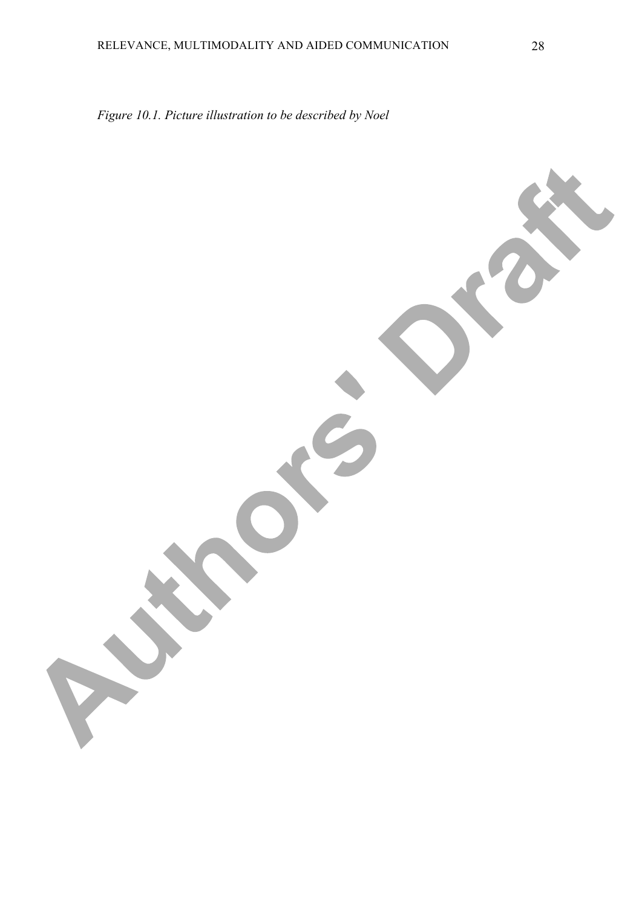*Figure 10.1. Picture illustration to be described by Noel*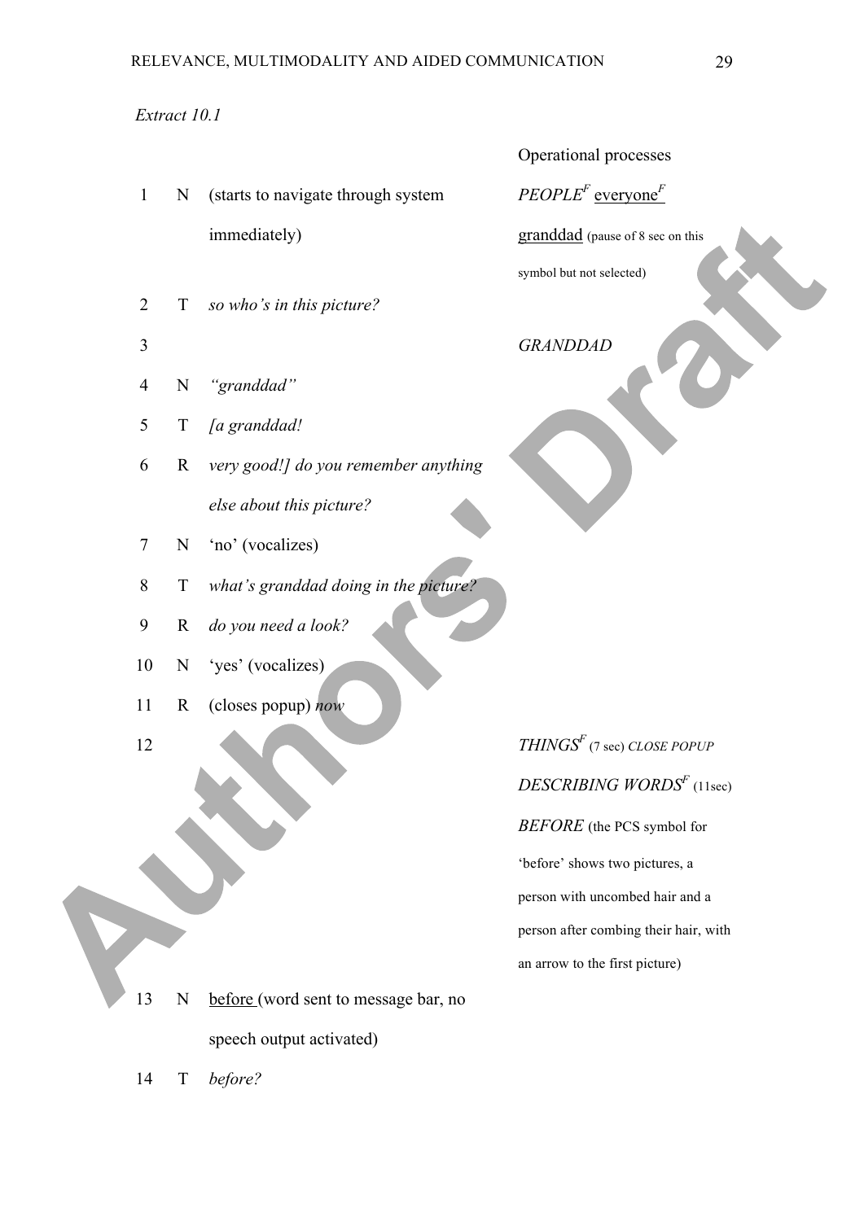*Extract 10.1*

| | | | Operational processes |
|---|---|---|---|
| 1 | N | (starts to navigate through system immediately) | *PEOPLE*$^{F}$ <u>everyone</u>$^{F}$ <u>granddad</u> (pause of 8 sec on this symbol but not selected) |
| 2 | T | *so who's in this picture?* | |
| 3 | | | *GRANDDAD* |
| 4 | N | *"granddad"* | |
| 5 | T | *[a granddad!* | |
| 6 | R | *very good!] do you remember anything else about this picture?* | |
| 7 | N | 'no' (vocalizes) | |
| 8 | T | *what's granddad doing in the picture?* | |
| 9 | R | *do you need a look?* | |
| 10 | N | 'yes' (vocalizes) | |
| 11 | R | (closes popup) *now* | |
| 12 | | | *THINGS*$^{F}$ (7 sec) *CLOSE POPUP* *DESCRIBING WORDS*$^{F}$ (11sec) *BEFORE* (the PCS symbol for 'before' shows two pictures, a person with uncombed hair and a person after combing their hair, with an arrow to the first picture) |
| 13 | N | <u>before</u> (word sent to message bar, no speech output activated) | |
| 14 | T | *before?* | |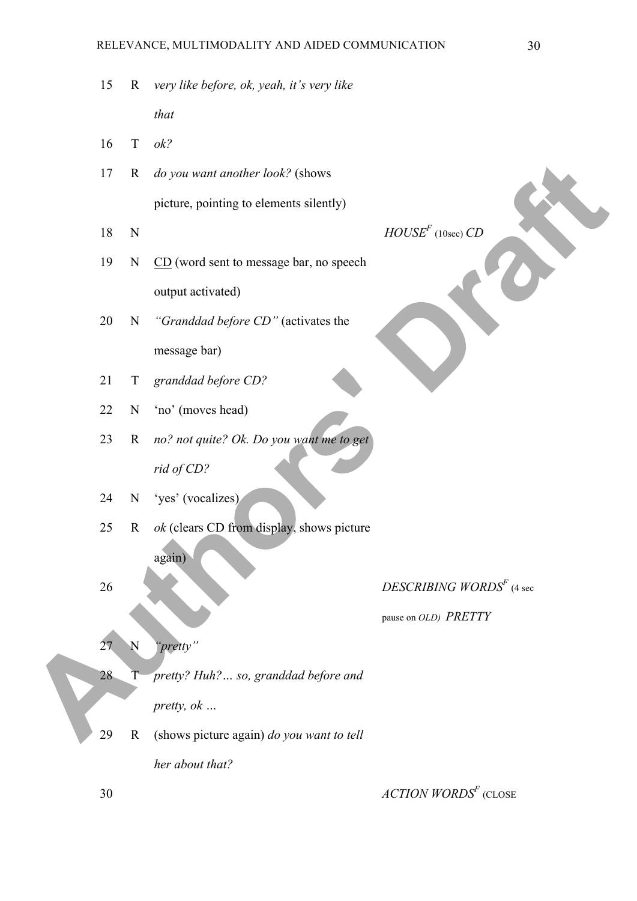| | | | |
|---|---|---|---|
| 15 | R | *very like before, ok, yeah, it's very like that* | |
| 16 | T | *ok?* | |
| 17 | R | *do you want another look?* (shows picture, pointing to elements silently) | |
| 18 | N | | *HOUSE*[F] (10sec) *CD* |
| 19 | N | CD (word sent to message bar, no speech output activated) | |
| 20 | N | *"Granddad before CD"* (activates the message bar) | |
| 21 | T | *granddad before CD?* | |
| 22 | N | 'no' (moves head) | |
| 23 | R | *no? not quite? Ok. Do you want me to get rid of CD?* | |
| 24 | N | 'yes' (vocalizes) | |
| 25 | R | *ok* (clears CD from display, shows picture again) | |
| 26 | | | *DESCRIBING WORDS*[F] (4 sec pause on *OLD*) *PRETTY* |
| 27 | N | *"pretty"* | |
| 28 | T | *pretty? Huh?… so, granddad before and pretty, ok …* | |
| 29 | R | (shows picture again) *do you want to tell her about that?* | |
| 30 | | | *ACTION WORDS*[F] (CLOSE |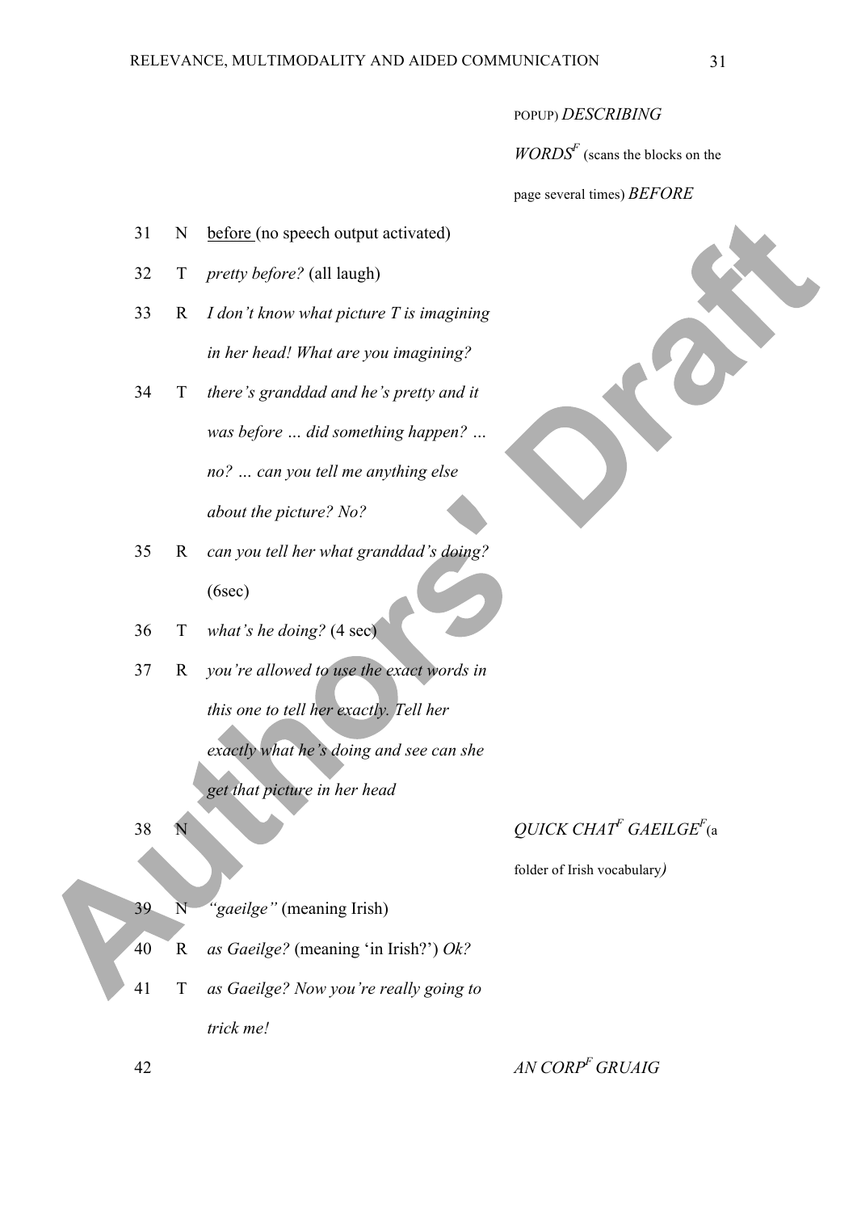| | | | POPUP) *DESCRIBING WORDS*[F] (scans the blocks on the page several times) *BEFORE* |
|---|---|---|---|
| 31 | N | <u>before</u> (no speech output activated) | |
| 32 | T | *pretty before?* (all laugh) | |
| 33 | R | *I don't know what picture T is imagining in her head! What are you imagining?* | |
| 34 | T | *there's granddad and he's pretty and it was before … did something happen? … no? … can you tell me anything else about the picture? No?* | |
| 35 | R | *can you tell her what granddad's doing?* (6sec) | |
| 36 | T | *what's he doing?* (4 sec) | |
| 37 | R | *you're allowed to use the exact words in this one to tell her exactly. Tell her exactly what he's doing and see can she get that picture in her head* | |
| 38 | N | | *QUICK CHAT*[F] *GAEILGE*[F] (a folder of Irish vocabulary*)* |
| 39 | N | *"gaeilge"* (meaning Irish) | |
| 40 | R | *as Gaeilge?* (meaning 'in Irish?') *Ok?* | |
| 41 | T | *as Gaeilge? Now you're really going to trick me!* | |
| 42 | | | *AN CORP*[F] *GRUAIG* |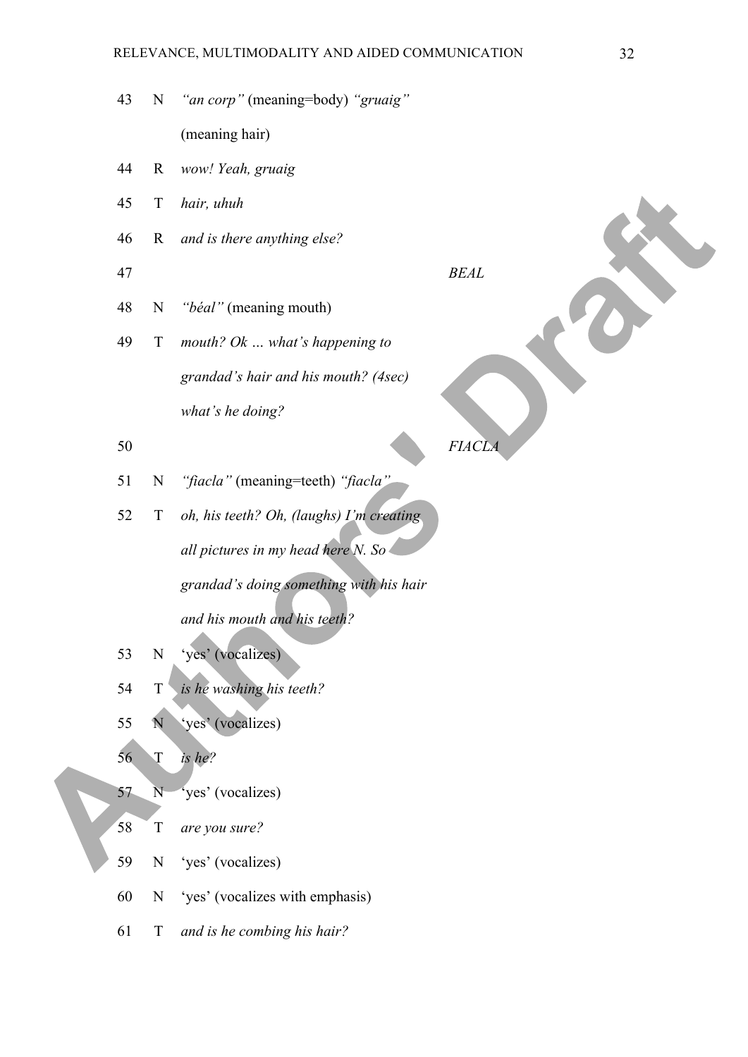| | | | |
|---|---|---|---|
| 43 | N | *"an corp"* (meaning=body) *"gruaig"* (meaning hair) | |
| 44 | R | *wow! Yeah, gruaig* | |
| 45 | T | *hair, uhuh* | |
| 46 | R | *and is there anything else?* | |
| 47 | | | *BEAL* |
| 48 | N | *"béal"* (meaning mouth) | |
| 49 | T | *mouth? Ok … what's happening to grandad's hair and his mouth? (4sec) what's he doing?* | |
| 50 | | | *FIACLA* |
| 51 | N | *"fiacla"* (meaning=teeth) *"fiacla"* | |
| 52 | T | *oh, his teeth? Oh, (laughs) I'm creating all pictures in my head here N. So grandad's doing something with his hair and his mouth and his teeth?* | |
| 53 | N | 'yes' (vocalizes) | |
| 54 | T | *is he washing his teeth?* | |
| 55 | N | 'yes' (vocalizes) | |
| 56 | T | *is he?* | |
| 57 | N | 'yes' (vocalizes) | |
| 58 | T | *are you sure?* | |
| 59 | N | 'yes' (vocalizes) | |
| 60 | N | 'yes' (vocalizes with emphasis) | |
| 61 | T | *and is he combing his hair?* | |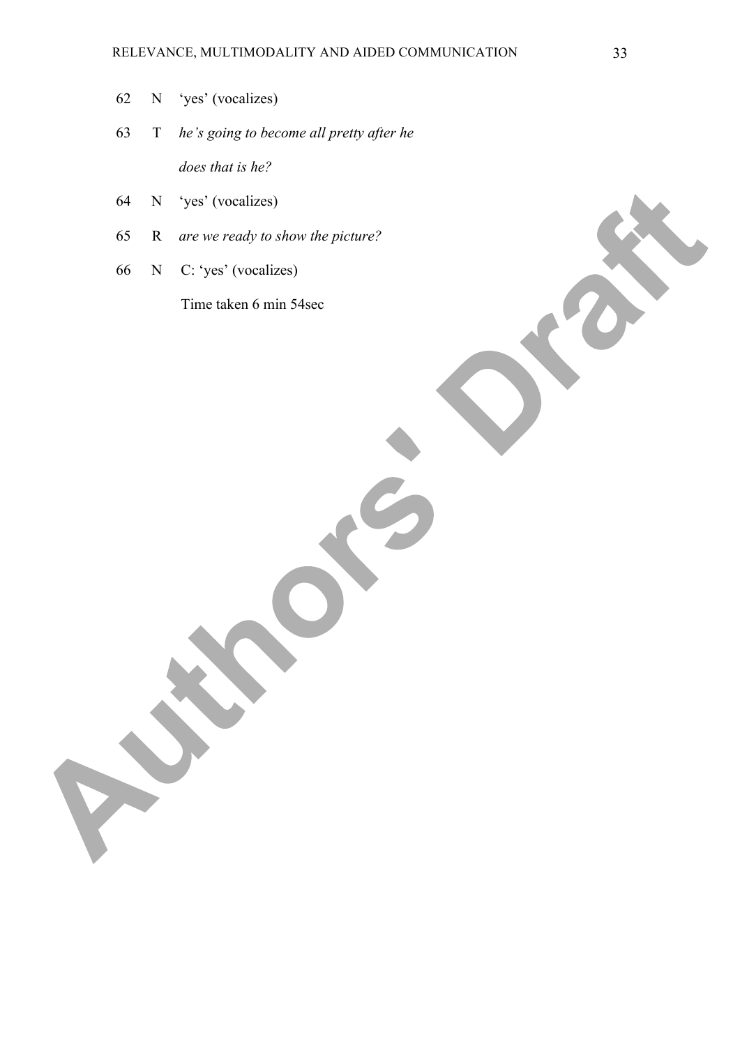62 N 'yes' (vocalizes)

63 T *he's going to become all pretty after he does that is he?*

64 N 'yes' (vocalizes)

65 R *are we ready to show the picture?*

66 N C: 'yes' (vocalizes)

Time taken 6 min 54sec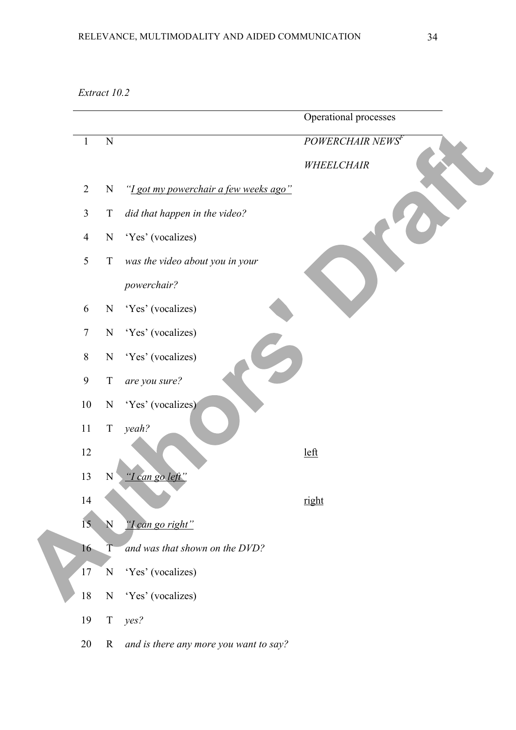*Extract 10.2*

| | | | Operational processes |
|---|---|---|---|
| 1 | N | | *POWERCHAIR NEWS*[F] |
| | | | *WHEELCHAIR* |
| 2 | N | *“I got my powerchair a few weeks ago”* | |
| 3 | T | *did that happen in the video?* | |
| 4 | N | ‘Yes’ (vocalizes) | |
| 5 | T | *was the video about you in your powerchair?* | |
| 6 | N | ‘Yes’ (vocalizes) | |
| 7 | N | ‘Yes’ (vocalizes) | |
| 8 | N | ‘Yes’ (vocalizes) | |
| 9 | T | *are you sure?* | |
| 10 | N | ‘Yes’ (vocalizes) | |
| 11 | T | *yeah?* | |
| 12 | | | left |
| 13 | N | *“I can go left”* | |
| 14 | | | right |
| 15 | N | *“I can go right”* | |
| 16 | T | *and was that shown on the DVD?* | |
| 17 | N | ‘Yes’ (vocalizes) | |
| 18 | N | ‘Yes’ (vocalizes) | |
| 19 | T | *yes?* | |
| 20 | R | *and is there any more you want to say?* | |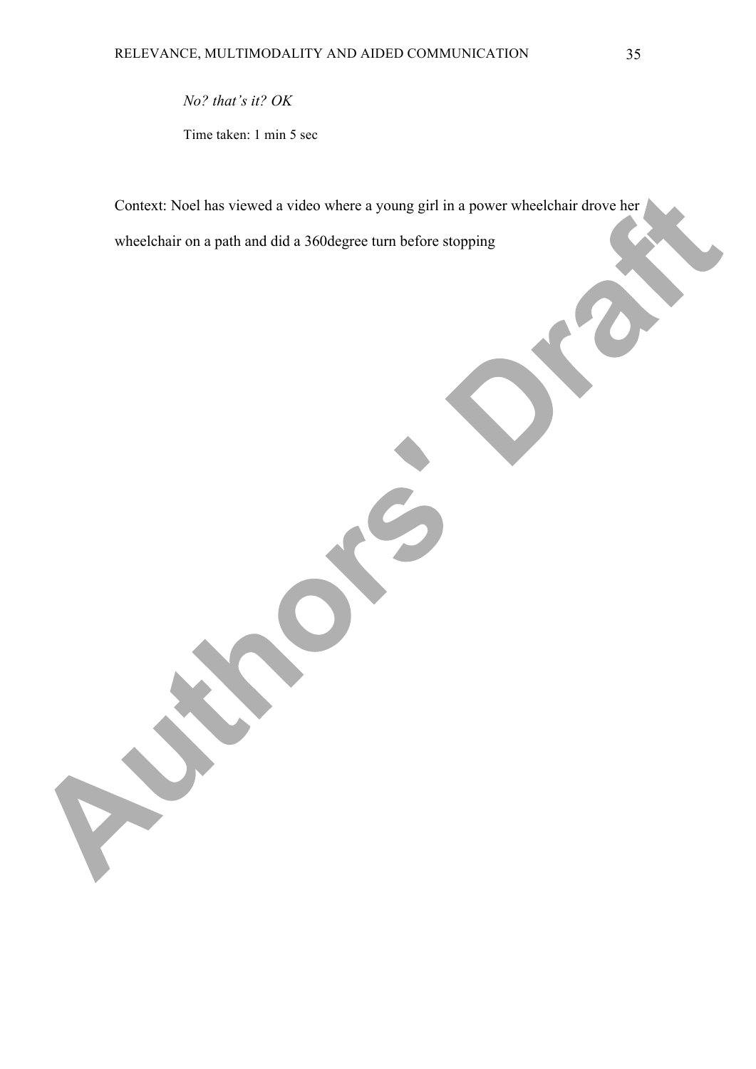*No? that's it? OK*

Time taken: 1 min 5 sec

Context: Noel has viewed a video where a young girl in a power wheelchair drove her wheelchair on a path and did a 360degree turn before stopping